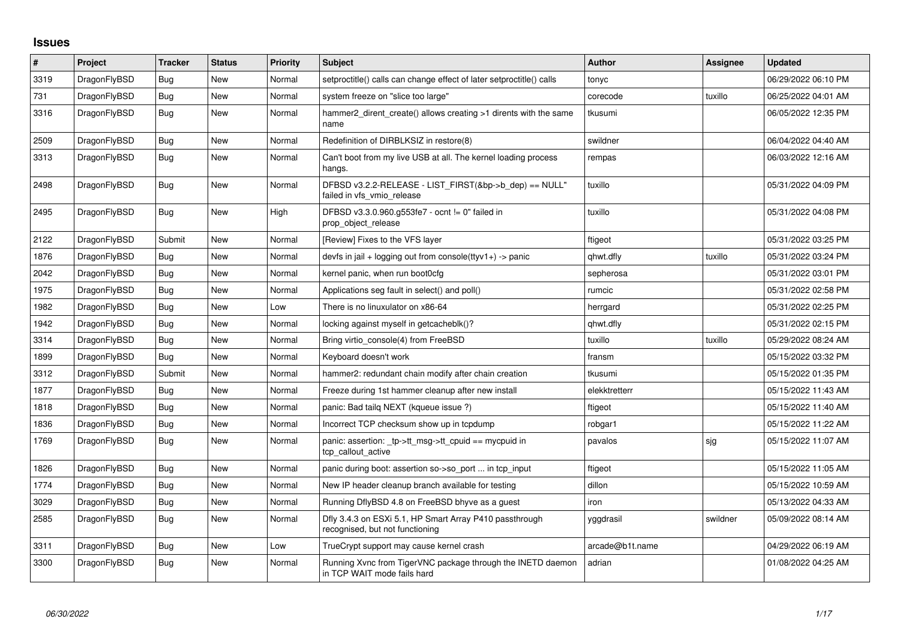## Issues

| # | Project | Tracker | Status | Priority | Subject | Author | Assignee | Updated |
|---|---|---|---|---|---|---|---|---|
| 3319 | DragonFlyBSD | Bug | New | Normal | setproctitle() calls can change effect of later setproctitle() calls | tonyc | | 06/29/2022 06:10 PM |
| 731 | DragonFlyBSD | Bug | New | Normal | system freeze on "slice too large" | corecode | tuxillo | 06/25/2022 04:01 AM |
| 3316 | DragonFlyBSD | Bug | New | Normal | hammer2_dirent_create() allows creating >1 dirents with the same name | tkusumi | | 06/05/2022 12:35 PM |
| 2509 | DragonFlyBSD | Bug | New | Normal | Redefinition of DIRBLKSIZ in restore(8) | swildner | | 06/04/2022 04:40 AM |
| 3313 | DragonFlyBSD | Bug | New | Normal | Can't boot from my live USB at all. The kernel loading process hangs. | rempas | | 06/03/2022 12:16 AM |
| 2498 | DragonFlyBSD | Bug | New | Normal | DFBSD v3.2.2-RELEASE - LIST_FIRST(&bp->b_dep) == NULL" failed in vfs_vmio_release | tuxillo | | 05/31/2022 04:09 PM |
| 2495 | DragonFlyBSD | Bug | New | High | DFBSD v3.3.0.960.g553fe7 - ocnt != 0" failed in prop_object_release | tuxillo | | 05/31/2022 04:08 PM |
| 2122 | DragonFlyBSD | Submit | New | Normal | [Review] Fixes to the VFS layer | ftigeot | | 05/31/2022 03:25 PM |
| 1876 | DragonFlyBSD | Bug | New | Normal | devfs in jail + logging out from console(ttyv1+) -> panic | qhwt.dfly | tuxillo | 05/31/2022 03:24 PM |
| 2042 | DragonFlyBSD | Bug | New | Normal | kernel panic, when run boot0cfg | sepherosa | | 05/31/2022 03:01 PM |
| 1975 | DragonFlyBSD | Bug | New | Normal | Applications seg fault in select() and poll() | rumcic | | 05/31/2022 02:58 PM |
| 1982 | DragonFlyBSD | Bug | New | Low | There is no linuxulator on x86-64 | herrgard | | 05/31/2022 02:25 PM |
| 1942 | DragonFlyBSD | Bug | New | Normal | locking against myself in getcacheblk()? | qhwt.dfly | | 05/31/2022 02:15 PM |
| 3314 | DragonFlyBSD | Bug | New | Normal | Bring virtio_console(4) from FreeBSD | tuxillo | tuxillo | 05/29/2022 08:24 AM |
| 1899 | DragonFlyBSD | Bug | New | Normal | Keyboard doesn't work | fransm | | 05/15/2022 03:32 PM |
| 3312 | DragonFlyBSD | Submit | New | Normal | hammer2: redundant chain modify after chain creation | tkusumi | | 05/15/2022 01:35 PM |
| 1877 | DragonFlyBSD | Bug | New | Normal | Freeze during 1st hammer cleanup after new install | elekktretterr | | 05/15/2022 11:43 AM |
| 1818 | DragonFlyBSD | Bug | New | Normal | panic: Bad tailq NEXT (kqueue issue ?) | ftigeot | | 05/15/2022 11:40 AM |
| 1836 | DragonFlyBSD | Bug | New | Normal | Incorrect TCP checksum show up in tcpdump | robgar1 | | 05/15/2022 11:22 AM |
| 1769 | DragonFlyBSD | Bug | New | Normal | panic: assertion: _tp->tt_msg->tt_cpuid == mycpuid in tcp_callout_active | pavalos | sjg | 05/15/2022 11:07 AM |
| 1826 | DragonFlyBSD | Bug | New | Normal | panic during boot: assertion so->so_port ... in tcp_input | ftigeot | | 05/15/2022 11:05 AM |
| 1774 | DragonFlyBSD | Bug | New | Normal | New IP header cleanup branch available for testing | dillon | | 05/15/2022 10:59 AM |
| 3029 | DragonFlyBSD | Bug | New | Normal | Running DflyBSD 4.8 on FreeBSD bhyve as a guest | iron | | 05/13/2022 04:33 AM |
| 2585 | DragonFlyBSD | Bug | New | Normal | Dfly 3.4.3 on ESXi 5.1, HP Smart Array P410 passthrough recognised, but not functioning | yggdrasil | swildner | 05/09/2022 08:14 AM |
| 3311 | DragonFlyBSD | Bug | New | Low | TrueCrypt support may cause kernel crash | arcade@b1t.name | | 04/29/2022 06:19 AM |
| 3300 | DragonFlyBSD | Bug | New | Normal | Running Xvnc from TigerVNC package through the INETD daemon in TCP WAIT mode fails hard | adrian | | 01/08/2022 04:25 AM |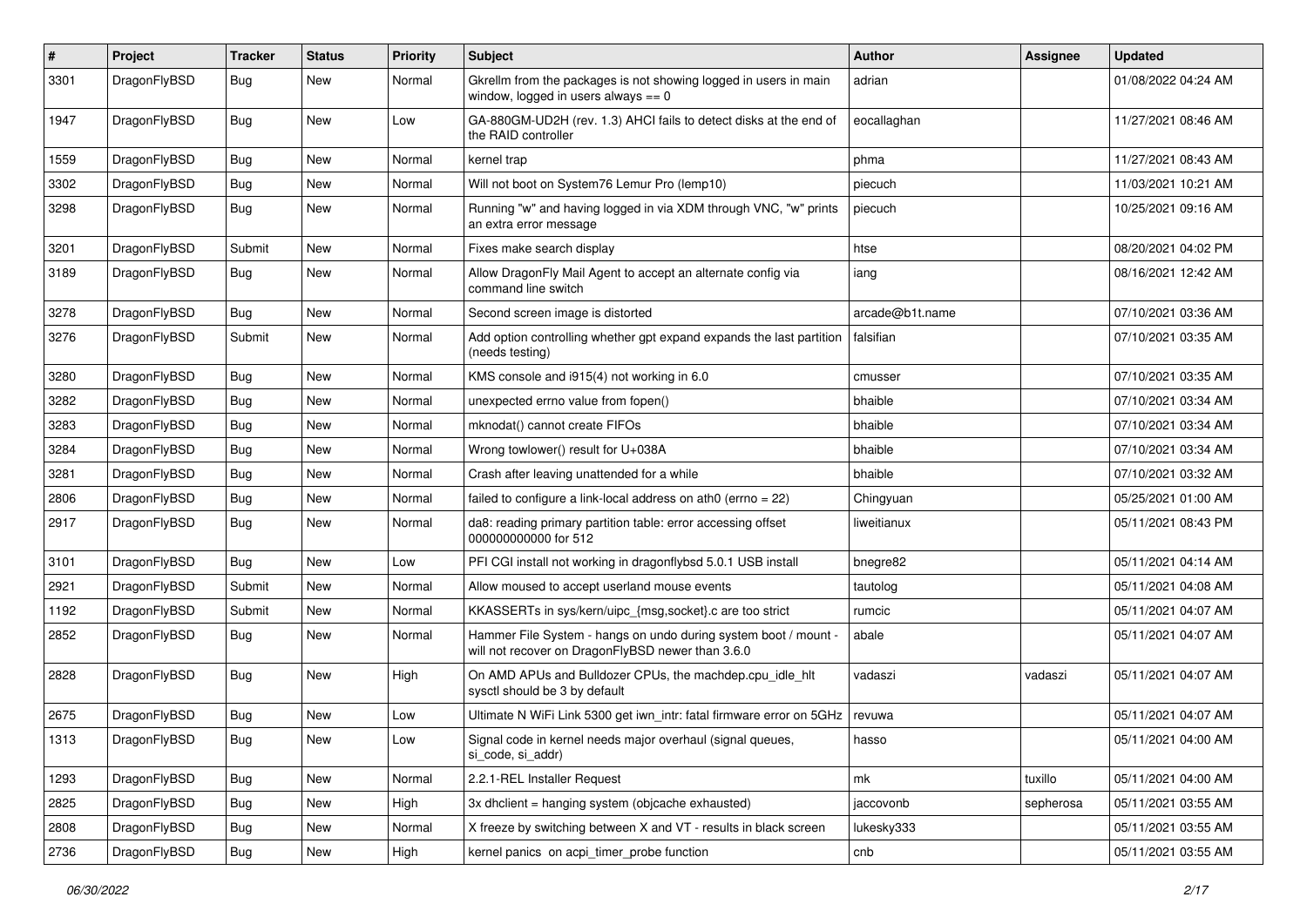| # | Project | Tracker | Status | Priority | Subject | Author | Assignee | Updated |
|---|---|---|---|---|---|---|---|---|
| 3301 | DragonFlyBSD | Bug | New | Normal | Gkrellm from the packages is not showing logged in users in main window, logged in users always == 0 | adrian | | 01/08/2022 04:24 AM |
| 1947 | DragonFlyBSD | Bug | New | Low | GA-880GM-UD2H (rev. 1.3) AHCI fails to detect disks at the end of the RAID controller | eocallaghan | | 11/27/2021 08:46 AM |
| 1559 | DragonFlyBSD | Bug | New | Normal | kernel trap | phma | | 11/27/2021 08:43 AM |
| 3302 | DragonFlyBSD | Bug | New | Normal | Will not boot on System76 Lemur Pro (lemp10) | piecuch | | 11/03/2021 10:21 AM |
| 3298 | DragonFlyBSD | Bug | New | Normal | Running "w" and having logged in via XDM through VNC, "w" prints an extra error message | piecuch | | 10/25/2021 09:16 AM |
| 3201 | DragonFlyBSD | Submit | New | Normal | Fixes make search display | htse | | 08/20/2021 04:02 PM |
| 3189 | DragonFlyBSD | Bug | New | Normal | Allow DragonFly Mail Agent to accept an alternate config via command line switch | iang | | 08/16/2021 12:42 AM |
| 3278 | DragonFlyBSD | Bug | New | Normal | Second screen image is distorted | arcade@b1t.name | | 07/10/2021 03:36 AM |
| 3276 | DragonFlyBSD | Submit | New | Normal | Add option controlling whether gpt expand expands the last partition (needs testing) | falsifian | | 07/10/2021 03:35 AM |
| 3280 | DragonFlyBSD | Bug | New | Normal | KMS console and i915(4) not working in 6.0 | cmusser | | 07/10/2021 03:35 AM |
| 3282 | DragonFlyBSD | Bug | New | Normal | unexpected errno value from fopen() | bhaible | | 07/10/2021 03:34 AM |
| 3283 | DragonFlyBSD | Bug | New | Normal | mknodat() cannot create FIFOs | bhaible | | 07/10/2021 03:34 AM |
| 3284 | DragonFlyBSD | Bug | New | Normal | Wrong towlower() result for U+038A | bhaible | | 07/10/2021 03:34 AM |
| 3281 | DragonFlyBSD | Bug | New | Normal | Crash after leaving unattended for a while | bhaible | | 07/10/2021 03:32 AM |
| 2806 | DragonFlyBSD | Bug | New | Normal | failed to configure a link-local address on ath0 (errno = 22) | Chingyuan | | 05/25/2021 01:00 AM |
| 2917 | DragonFlyBSD | Bug | New | Normal | da8: reading primary partition table: error accessing offset 000000000000 for 512 | liweitianux | | 05/11/2021 08:43 PM |
| 3101 | DragonFlyBSD | Bug | New | Low | PFI CGI install not working in dragonflybsd 5.0.1 USB install | bnegre82 | | 05/11/2021 04:14 AM |
| 2921 | DragonFlyBSD | Submit | New | Normal | Allow moused to accept userland mouse events | tautolog | | 05/11/2021 04:08 AM |
| 1192 | DragonFlyBSD | Submit | New | Normal | KKASSERTs in sys/kern/uipc_{msg,socket}.c are too strict | rumcic | | 05/11/2021 04:07 AM |
| 2852 | DragonFlyBSD | Bug | New | Normal | Hammer File System - hangs on undo during system boot / mount - will not recover on DragonFlyBSD newer than 3.6.0 | abale | | 05/11/2021 04:07 AM |
| 2828 | DragonFlyBSD | Bug | New | High | On AMD APUs and Bulldozer CPUs, the machdep.cpu_idle_hlt sysctl should be 3 by default | vadaszi | vadaszi | 05/11/2021 04:07 AM |
| 2675 | DragonFlyBSD | Bug | New | Low | Ultimate N WiFi Link 5300 get iwn_intr: fatal firmware error on 5GHz | revuwa | | 05/11/2021 04:07 AM |
| 1313 | DragonFlyBSD | Bug | New | Low | Signal code in kernel needs major overhaul (signal queues, si_code, si_addr) | hasso | | 05/11/2021 04:00 AM |
| 1293 | DragonFlyBSD | Bug | New | Normal | 2.2.1-REL Installer Request | mk | tuxillo | 05/11/2021 04:00 AM |
| 2825 | DragonFlyBSD | Bug | New | High | 3x dhclient = hanging system (objcache exhausted) | jaccovonb | sepherosa | 05/11/2021 03:55 AM |
| 2808 | DragonFlyBSD | Bug | New | Normal | X freeze by switching between X and VT - results in black screen | lukesky333 | | 05/11/2021 03:55 AM |
| 2736 | DragonFlyBSD | Bug | New | High | kernel panics on acpi_timer_probe function | cnb | | 05/11/2021 03:55 AM |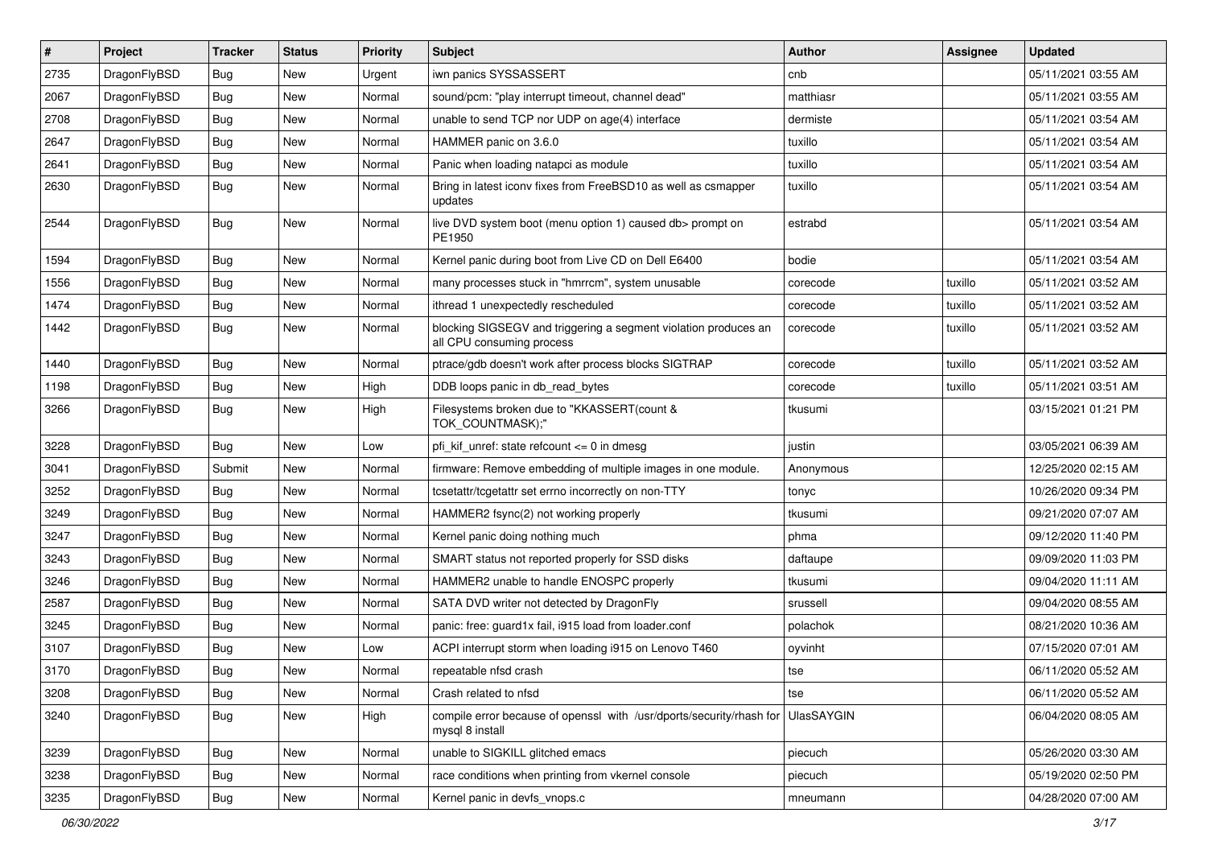| # | Project | Tracker | Status | Priority | Subject | Author | Assignee | Updated |
|---|---|---|---|---|---|---|---|---|
| 2735 | DragonFlyBSD | Bug | New | Urgent | iwn panics SYSSASSERT | cnb | | 05/11/2021 03:55 AM |
| 2067 | DragonFlyBSD | Bug | New | Normal | sound/pcm: "play interrupt timeout, channel dead" | matthiasr | | 05/11/2021 03:55 AM |
| 2708 | DragonFlyBSD | Bug | New | Normal | unable to send TCP nor UDP on age(4) interface | dermiste | | 05/11/2021 03:54 AM |
| 2647 | DragonFlyBSD | Bug | New | Normal | HAMMER panic on 3.6.0 | tuxillo | | 05/11/2021 03:54 AM |
| 2641 | DragonFlyBSD | Bug | New | Normal | Panic when loading natapci as module | tuxillo | | 05/11/2021 03:54 AM |
| 2630 | DragonFlyBSD | Bug | New | Normal | Bring in latest iconv fixes from FreeBSD10 as well as csmapper updates | tuxillo | | 05/11/2021 03:54 AM |
| 2544 | DragonFlyBSD | Bug | New | Normal | live DVD system boot (menu option 1) caused db> prompt on PE1950 | estrabd | | 05/11/2021 03:54 AM |
| 1594 | DragonFlyBSD | Bug | New | Normal | Kernel panic during boot from Live CD on Dell E6400 | bodie | | 05/11/2021 03:54 AM |
| 1556 | DragonFlyBSD | Bug | New | Normal | many processes stuck in "hmrrcm", system unusable | corecode | tuxillo | 05/11/2021 03:52 AM |
| 1474 | DragonFlyBSD | Bug | New | Normal | ithread 1 unexpectedly rescheduled | corecode | tuxillo | 05/11/2021 03:52 AM |
| 1442 | DragonFlyBSD | Bug | New | Normal | blocking SIGSEGV and triggering a segment violation produces an all CPU consuming process | corecode | tuxillo | 05/11/2021 03:52 AM |
| 1440 | DragonFlyBSD | Bug | New | Normal | ptrace/gdb doesn't work after process blocks SIGTRAP | corecode | tuxillo | 05/11/2021 03:52 AM |
| 1198 | DragonFlyBSD | Bug | New | High | DDB loops panic in db_read_bytes | corecode | tuxillo | 05/11/2021 03:51 AM |
| 3266 | DragonFlyBSD | Bug | New | High | Filesystems broken due to "KKASSERT(count & TOK_COUNTMASK);" | tkusumi | | 03/15/2021 01:21 PM |
| 3228 | DragonFlyBSD | Bug | New | Low | pfi_kif_unref: state refcount <= 0 in dmesg | justin | | 03/05/2021 06:39 AM |
| 3041 | DragonFlyBSD | Submit | New | Normal | firmware: Remove embedding of multiple images in one module. | Anonymous | | 12/25/2020 02:15 AM |
| 3252 | DragonFlyBSD | Bug | New | Normal | tcsetattr/tcgetattr set errno incorrectly on non-TTY | tonyc | | 10/26/2020 09:34 PM |
| 3249 | DragonFlyBSD | Bug | New | Normal | HAMMER2 fsync(2) not working properly | tkusumi | | 09/21/2020 07:07 AM |
| 3247 | DragonFlyBSD | Bug | New | Normal | Kernel panic doing nothing much | phma | | 09/12/2020 11:40 PM |
| 3243 | DragonFlyBSD | Bug | New | Normal | SMART status not reported properly for SSD disks | daftaupe | | 09/09/2020 11:03 PM |
| 3246 | DragonFlyBSD | Bug | New | Normal | HAMMER2 unable to handle ENOSPC properly | tkusumi | | 09/04/2020 11:11 AM |
| 2587 | DragonFlyBSD | Bug | New | Normal | SATA DVD writer not detected by DragonFly | srussell | | 09/04/2020 08:55 AM |
| 3245 | DragonFlyBSD | Bug | New | Normal | panic: free: guard1x fail, i915 load from loader.conf | polachok | | 08/21/2020 10:36 AM |
| 3107 | DragonFlyBSD | Bug | New | Low | ACPI interrupt storm when loading i915 on Lenovo T460 | oyvinht | | 07/15/2020 07:01 AM |
| 3170 | DragonFlyBSD | Bug | New | Normal | repeatable nfsd crash | tse | | 06/11/2020 05:52 AM |
| 3208 | DragonFlyBSD | Bug | New | Normal | Crash related to nfsd | tse | | 06/11/2020 05:52 AM |
| 3240 | DragonFlyBSD | Bug | New | High | compile error because of openssl with /usr/dports/security/rhash for mysql 8 install | UlasSAYGIN | | 06/04/2020 08:05 AM |
| 3239 | DragonFlyBSD | Bug | New | Normal | unable to SIGKILL glitched emacs | piecuch | | 05/26/2020 03:30 AM |
| 3238 | DragonFlyBSD | Bug | New | Normal | race conditions when printing from vkernel console | piecuch | | 05/19/2020 02:50 PM |
| 3235 | DragonFlyBSD | Bug | New | Normal | Kernel panic in devfs_vnops.c | mneumann | | 04/28/2020 07:00 AM |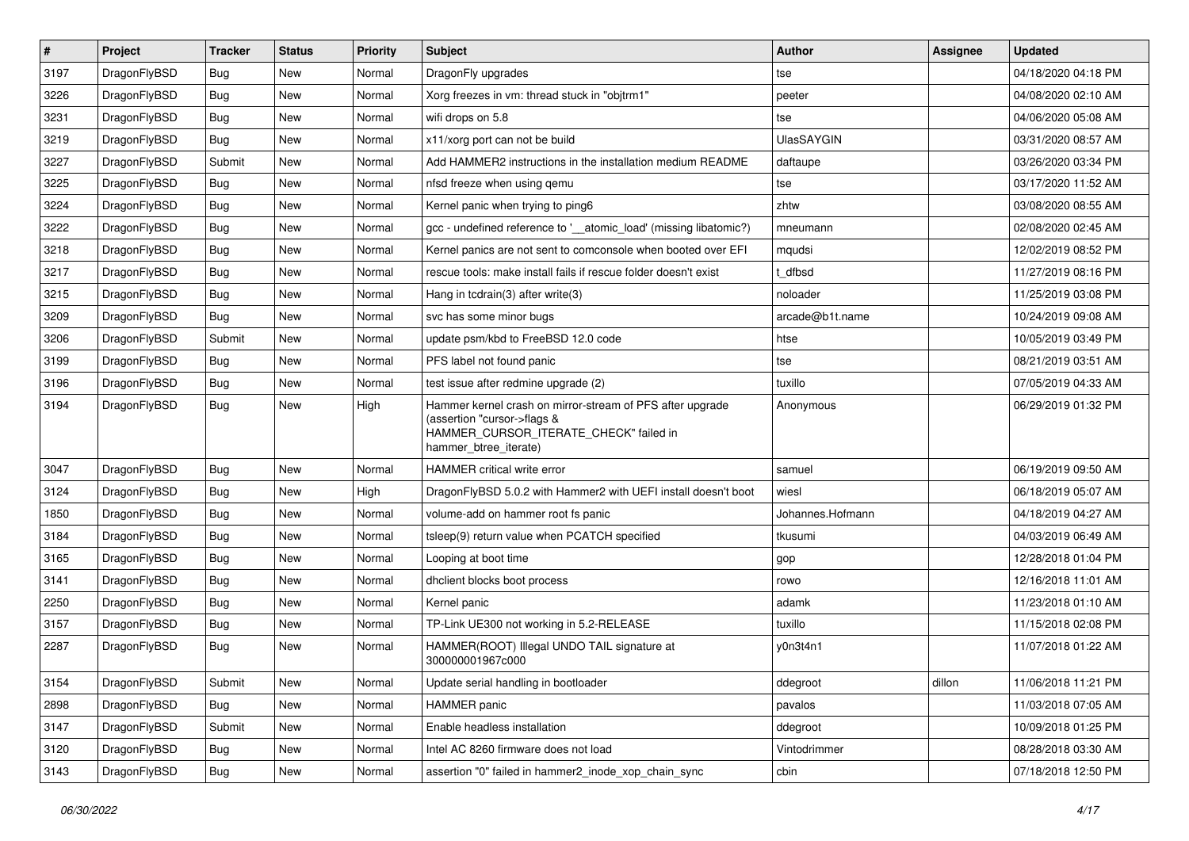| # | Project | Tracker | Status | Priority | Subject | Author | Assignee | Updated |
|---|---|---|---|---|---|---|---|---|
| 3197 | DragonFlyBSD | Bug | New | Normal | DragonFly upgrades | tse | | 04/18/2020 04:18 PM |
| 3226 | DragonFlyBSD | Bug | New | Normal | Xorg freezes in vm: thread stuck in "objtrm1" | peeter | | 04/08/2020 02:10 AM |
| 3231 | DragonFlyBSD | Bug | New | Normal | wifi drops on 5.8 | tse | | 04/06/2020 05:08 AM |
| 3219 | DragonFlyBSD | Bug | New | Normal | x11/xorg port can not be build | UlasSAYGIN | | 03/31/2020 08:57 AM |
| 3227 | DragonFlyBSD | Submit | New | Normal | Add HAMMER2 instructions in the installation medium README | daftaupe | | 03/26/2020 03:34 PM |
| 3225 | DragonFlyBSD | Bug | New | Normal | nfsd freeze when using qemu | tse | | 03/17/2020 11:52 AM |
| 3224 | DragonFlyBSD | Bug | New | Normal | Kernel panic when trying to ping6 | zhtw | | 03/08/2020 08:55 AM |
| 3222 | DragonFlyBSD | Bug | New | Normal | gcc - undefined reference to '__atomic_load' (missing libatomic?) | mneumann | | 02/08/2020 02:45 AM |
| 3218 | DragonFlyBSD | Bug | New | Normal | Kernel panics are not sent to comconsole when booted over EFI | mqudsi | | 12/02/2019 08:52 PM |
| 3217 | DragonFlyBSD | Bug | New | Normal | rescue tools: make install fails if rescue folder doesn't exist | t_dfbsd | | 11/27/2019 08:16 PM |
| 3215 | DragonFlyBSD | Bug | New | Normal | Hang in tcdrain(3) after write(3) | noloader | | 11/25/2019 03:08 PM |
| 3209 | DragonFlyBSD | Bug | New | Normal | svc has some minor bugs | arcade@b1t.name | | 10/24/2019 09:08 AM |
| 3206 | DragonFlyBSD | Submit | New | Normal | update psm/kbd to FreeBSD 12.0 code | htse | | 10/05/2019 03:49 PM |
| 3199 | DragonFlyBSD | Bug | New | Normal | PFS label not found panic | tse | | 08/21/2019 03:51 AM |
| 3196 | DragonFlyBSD | Bug | New | Normal | test issue after redmine upgrade (2) | tuxillo | | 07/05/2019 04:33 AM |
| 3194 | DragonFlyBSD | Bug | New | High | Hammer kernel crash on mirror-stream of PFS after upgrade (assertion "cursor->flags & HAMMER_CURSOR_ITERATE_CHECK" failed in hammer_btree_iterate) | Anonymous | | 06/29/2019 01:32 PM |
| 3047 | DragonFlyBSD | Bug | New | Normal | HAMMER critical write error | samuel | | 06/19/2019 09:50 AM |
| 3124 | DragonFlyBSD | Bug | New | High | DragonFlyBSD 5.0.2 with Hammer2 with UEFI install doesn't boot | wiesl | | 06/18/2019 05:07 AM |
| 1850 | DragonFlyBSD | Bug | New | Normal | volume-add on hammer root fs panic | Johannes.Hofmann | | 04/18/2019 04:27 AM |
| 3184 | DragonFlyBSD | Bug | New | Normal | tsleep(9) return value when PCATCH specified | tkusumi | | 04/03/2019 06:49 AM |
| 3165 | DragonFlyBSD | Bug | New | Normal | Looping at boot time | gop | | 12/28/2018 01:04 PM |
| 3141 | DragonFlyBSD | Bug | New | Normal | dhclient blocks boot process | rowo | | 12/16/2018 11:01 AM |
| 2250 | DragonFlyBSD | Bug | New | Normal | Kernel panic | adamk | | 11/23/2018 01:10 AM |
| 3157 | DragonFlyBSD | Bug | New | Normal | TP-Link UE300 not working in 5.2-RELEASE | tuxillo | | 11/15/2018 02:08 PM |
| 2287 | DragonFlyBSD | Bug | New | Normal | HAMMER(ROOT) Illegal UNDO TAIL signature at 300000001967c000 | y0n3t4n1 | | 11/07/2018 01:22 AM |
| 3154 | DragonFlyBSD | Submit | New | Normal | Update serial handling in bootloader | ddegroot | dillon | 11/06/2018 11:21 PM |
| 2898 | DragonFlyBSD | Bug | New | Normal | HAMMER panic | pavalos | | 11/03/2018 07:05 AM |
| 3147 | DragonFlyBSD | Submit | New | Normal | Enable headless installation | ddegroot | | 10/09/2018 01:25 PM |
| 3120 | DragonFlyBSD | Bug | New | Normal | Intel AC 8260 firmware does not load | Vintodrimmer | | 08/28/2018 03:30 AM |
| 3143 | DragonFlyBSD | Bug | New | Normal | assertion "0" failed in hammer2_inode_xop_chain_sync | cbin | | 07/18/2018 12:50 PM |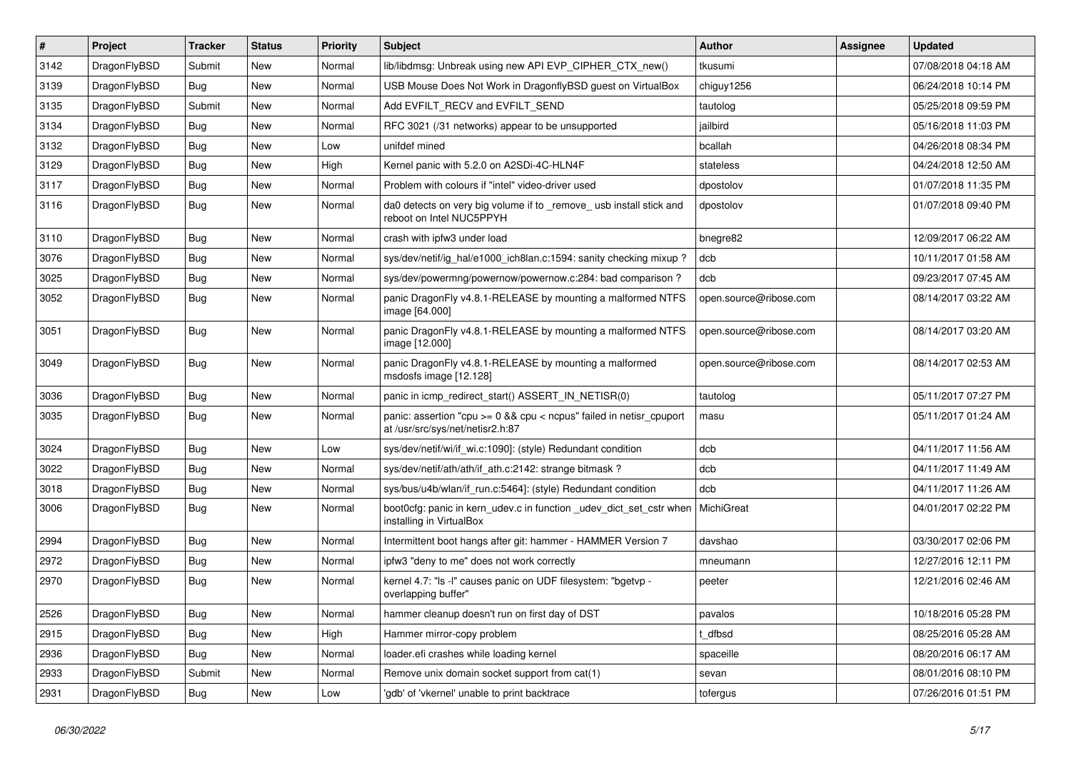| # | Project | Tracker | Status | Priority | Subject | Author | Assignee | Updated |
|---|---|---|---|---|---|---|---|---|
| 3142 | DragonFlyBSD | Submit | New | Normal | lib/libdmsg: Unbreak using new API EVP_CIPHER_CTX_new() | tkusumi | | 07/08/2018 04:18 AM |
| 3139 | DragonFlyBSD | Bug | New | Normal | USB Mouse Does Not Work in DragonflyBSD guest on VirtualBox | chiguy1256 | | 06/24/2018 10:14 PM |
| 3135 | DragonFlyBSD | Submit | New | Normal | Add EVFILT_RECV and EVFILT_SEND | tautolog | | 05/25/2018 09:59 PM |
| 3134 | DragonFlyBSD | Bug | New | Normal | RFC 3021 (/31 networks) appear to be unsupported | jailbird | | 05/16/2018 11:03 PM |
| 3132 | DragonFlyBSD | Bug | New | Low | unifdef mined | bcallah | | 04/26/2018 08:34 PM |
| 3129 | DragonFlyBSD | Bug | New | High | Kernel panic with 5.2.0 on A2SDi-4C-HLN4F | stateless | | 04/24/2018 12:50 AM |
| 3117 | DragonFlyBSD | Bug | New | Normal | Problem with colours if "intel" video-driver used | dpostolov | | 01/07/2018 11:35 PM |
| 3116 | DragonFlyBSD | Bug | New | Normal | da0 detects on very big volume if to _remove_ usb install stick and reboot on Intel NUC5PPYH | dpostolov | | 01/07/2018 09:40 PM |
| 3110 | DragonFlyBSD | Bug | New | Normal | crash with ipfw3 under load | bnegre82 | | 12/09/2017 06:22 AM |
| 3076 | DragonFlyBSD | Bug | New | Normal | sys/dev/netif/ig_hal/e1000_ich8lan.c:1594: sanity checking mixup ? | dcb | | 10/11/2017 01:58 AM |
| 3025 | DragonFlyBSD | Bug | New | Normal | sys/dev/powermng/powernow/powernow.c:284: bad comparison ? | dcb | | 09/23/2017 07:45 AM |
| 3052 | DragonFlyBSD | Bug | New | Normal | panic DragonFly v4.8.1-RELEASE by mounting a malformed NTFS image [64.000] | open.source@ribose.com | | 08/14/2017 03:22 AM |
| 3051 | DragonFlyBSD | Bug | New | Normal | panic DragonFly v4.8.1-RELEASE by mounting a malformed NTFS image [12.000] | open.source@ribose.com | | 08/14/2017 03:20 AM |
| 3049 | DragonFlyBSD | Bug | New | Normal | panic DragonFly v4.8.1-RELEASE by mounting a malformed msdosfs image [12.128] | open.source@ribose.com | | 08/14/2017 02:53 AM |
| 3036 | DragonFlyBSD | Bug | New | Normal | panic in icmp_redirect_start() ASSERT_IN_NETISR(0) | tautolog | | 05/11/2017 07:27 PM |
| 3035 | DragonFlyBSD | Bug | New | Normal | panic: assertion "cpu >= 0 && cpu < ncpus" failed in netisr_cpuport at /usr/src/sys/net/netisr2.h:87 | masu | | 05/11/2017 01:24 AM |
| 3024 | DragonFlyBSD | Bug | New | Low | sys/dev/netif/wi/if_wi.c:1090]: (style) Redundant condition | dcb | | 04/11/2017 11:56 AM |
| 3022 | DragonFlyBSD | Bug | New | Normal | sys/dev/netif/ath/ath/if_ath.c:2142: strange bitmask ? | dcb | | 04/11/2017 11:49 AM |
| 3018 | DragonFlyBSD | Bug | New | Normal | sys/bus/u4b/wlan/if_run.c:5464]: (style) Redundant condition | dcb | | 04/11/2017 11:26 AM |
| 3006 | DragonFlyBSD | Bug | New | Normal | boot0cfg: panic in kern_udev.c in function _udev_dict_set_cstr when installing in VirtualBox | MichiGreat | | 04/01/2017 02:22 PM |
| 2994 | DragonFlyBSD | Bug | New | Normal | Intermittent boot hangs after git: hammer - HAMMER Version 7 | davshao | | 03/30/2017 02:06 PM |
| 2972 | DragonFlyBSD | Bug | New | Normal | ipfw3 "deny to me" does not work correctly | mneumann | | 12/27/2016 12:11 PM |
| 2970 | DragonFlyBSD | Bug | New | Normal | kernel 4.7: "ls -l" causes panic on UDF filesystem: "bgetvp - overlapping buffer" | peeter | | 12/21/2016 02:46 AM |
| 2526 | DragonFlyBSD | Bug | New | Normal | hammer cleanup doesn't run on first day of DST | pavalos | | 10/18/2016 05:28 PM |
| 2915 | DragonFlyBSD | Bug | New | High | Hammer mirror-copy problem | t_dfbsd | | 08/25/2016 05:28 AM |
| 2936 | DragonFlyBSD | Bug | New | Normal | loader.efi crashes while loading kernel | spaceille | | 08/20/2016 06:17 AM |
| 2933 | DragonFlyBSD | Submit | New | Normal | Remove unix domain socket support from cat(1) | sevan | | 08/01/2016 08:10 PM |
| 2931 | DragonFlyBSD | Bug | New | Low | 'gdb' of 'vkernel' unable to print backtrace | tofergus | | 07/26/2016 01:51 PM |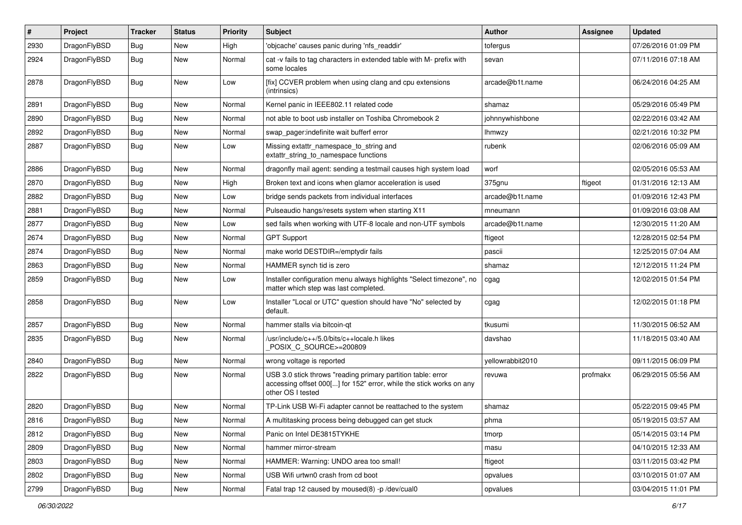| # | Project | Tracker | Status | Priority | Subject | Author | Assignee | Updated |
|---|---|---|---|---|---|---|---|---|
| 2930 | DragonFlyBSD | Bug | New | High | 'objcache' causes panic during 'nfs_readdir' | tofergus | | 07/26/2016 01:09 PM |
| 2924 | DragonFlyBSD | Bug | New | Normal | cat -v fails to tag characters in extended table with M- prefix with some locales | sevan | | 07/11/2016 07:18 AM |
| 2878 | DragonFlyBSD | Bug | New | Low | [fix] CCVER problem when using clang and cpu extensions (intrinsics) | arcade@b1t.name | | 06/24/2016 04:25 AM |
| 2891 | DragonFlyBSD | Bug | New | Normal | Kernel panic in IEEE802.11 related code | shamaz | | 05/29/2016 05:49 PM |
| 2890 | DragonFlyBSD | Bug | New | Normal | not able to boot usb installer on Toshiba Chromebook 2 | johnnywhishbone | | 02/22/2016 03:42 AM |
| 2892 | DragonFlyBSD | Bug | New | Normal | swap_pager:indefinite wait bufferf error | lhmwzy | | 02/21/2016 10:32 PM |
| 2887 | DragonFlyBSD | Bug | New | Low | Missing extattr_namespace_to_string and extattr_string_to_namespace functions | rubenk | | 02/06/2016 05:09 AM |
| 2886 | DragonFlyBSD | Bug | New | Normal | dragonfly mail agent: sending a testmail causes high system load | worf | | 02/05/2016 05:53 AM |
| 2870 | DragonFlyBSD | Bug | New | High | Broken text and icons when glamor acceleration is used | 375gnu | ftigeot | 01/31/2016 12:13 AM |
| 2882 | DragonFlyBSD | Bug | New | Low | bridge sends packets from individual interfaces | arcade@b1t.name | | 01/09/2016 12:43 PM |
| 2881 | DragonFlyBSD | Bug | New | Normal | Pulseaudio hangs/resets system when starting X11 | mneumann | | 01/09/2016 03:08 AM |
| 2877 | DragonFlyBSD | Bug | New | Low | sed fails when working with UTF-8 locale and non-UTF symbols | arcade@b1t.name | | 12/30/2015 11:20 AM |
| 2674 | DragonFlyBSD | Bug | New | Normal | GPT Support | ftigeot | | 12/28/2015 02:54 PM |
| 2874 | DragonFlyBSD | Bug | New | Normal | make world DESTDIR=/emptydir fails | pascii | | 12/25/2015 07:04 AM |
| 2863 | DragonFlyBSD | Bug | New | Normal | HAMMER synch tid is zero | shamaz | | 12/12/2015 11:24 PM |
| 2859 | DragonFlyBSD | Bug | New | Low | Installer configuration menu always highlights "Select timezone", no matter which step was last completed. | cgag | | 12/02/2015 01:54 PM |
| 2858 | DragonFlyBSD | Bug | New | Low | Installer "Local or UTC" question should have "No" selected by default. | cgag | | 12/02/2015 01:18 PM |
| 2857 | DragonFlyBSD | Bug | New | Normal | hammer stalls via bitcoin-qt | tkusumi | | 11/30/2015 06:52 AM |
| 2835 | DragonFlyBSD | Bug | New | Normal | /usr/include/c++/5.0/bits/c++locale.h likes _POSIX_C_SOURCE>=200809 | davshao | | 11/18/2015 03:40 AM |
| 2840 | DragonFlyBSD | Bug | New | Normal | wrong voltage is reported | yellowrabbit2010 | | 09/11/2015 06:09 PM |
| 2822 | DragonFlyBSD | Bug | New | Normal | USB 3.0 stick throws "reading primary partition table: error accessing offset 000[...] for 152" error, while the stick works on any other OS I tested | revuwa | profmakx | 06/29/2015 05:56 AM |
| 2820 | DragonFlyBSD | Bug | New | Normal | TP-Link USB Wi-Fi adapter cannot be reattached to the system | shamaz | | 05/22/2015 09:45 PM |
| 2816 | DragonFlyBSD | Bug | New | Normal | A multitasking process being debugged can get stuck | phma | | 05/19/2015 03:57 AM |
| 2812 | DragonFlyBSD | Bug | New | Normal | Panic on Intel DE3815TYKHE | tmorp | | 05/14/2015 03:14 PM |
| 2809 | DragonFlyBSD | Bug | New | Normal | hammer mirror-stream | masu | | 04/10/2015 12:33 AM |
| 2803 | DragonFlyBSD | Bug | New | Normal | HAMMER: Warning: UNDO area too small! | ftigeot | | 03/11/2015 03:42 PM |
| 2802 | DragonFlyBSD | Bug | New | Normal | USB Wifi urtwn0 crash from cd boot | opvalues | | 03/10/2015 01:07 AM |
| 2799 | DragonFlyBSD | Bug | New | Normal | Fatal trap 12 caused by moused(8) -p /dev/cual0 | opvalues | | 03/04/2015 11:01 PM |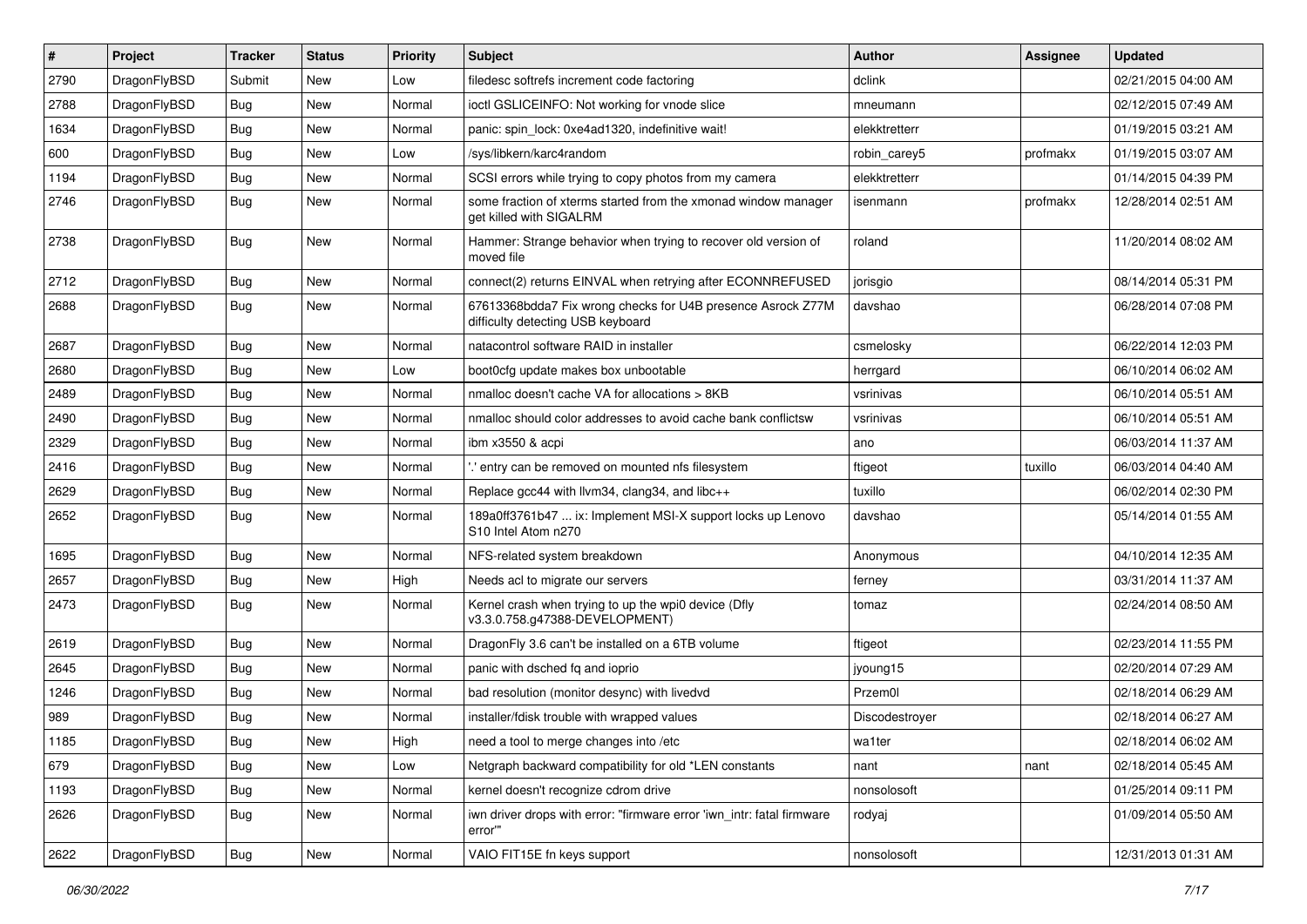| # | Project | Tracker | Status | Priority | Subject | Author | Assignee | Updated |
|---|---|---|---|---|---|---|---|---|
| 2790 | DragonFlyBSD | Submit | New | Low | filedesc softrefs increment code factoring | dclink | | 02/21/2015 04:00 AM |
| 2788 | DragonFlyBSD | Bug | New | Normal | ioctl GSLICEINFO: Not working for vnode slice | mneumann | | 02/12/2015 07:49 AM |
| 1634 | DragonFlyBSD | Bug | New | Normal | panic: spin_lock: 0xe4ad1320, indefinitive wait! | elekktretterr | | 01/19/2015 03:21 AM |
| 600 | DragonFlyBSD | Bug | New | Low | /sys/libkern/karc4random | robin_carey5 | profmakx | 01/19/2015 03:07 AM |
| 1194 | DragonFlyBSD | Bug | New | Normal | SCSI errors while trying to copy photos from my camera | elekktretterr | | 01/14/2015 04:39 PM |
| 2746 | DragonFlyBSD | Bug | New | Normal | some fraction of xterms started from the xmonad window manager get killed with SIGALRM | isenmann | profmakx | 12/28/2014 02:51 AM |
| 2738 | DragonFlyBSD | Bug | New | Normal | Hammer: Strange behavior when trying to recover old version of moved file | roland | | 11/20/2014 08:02 AM |
| 2712 | DragonFlyBSD | Bug | New | Normal | connect(2) returns EINVAL when retrying after ECONNREFUSED | jorisgio | | 08/14/2014 05:31 PM |
| 2688 | DragonFlyBSD | Bug | New | Normal | 67613368bdda7 Fix wrong checks for U4B presence Asrock Z77M difficulty detecting USB keyboard | davshao | | 06/28/2014 07:08 PM |
| 2687 | DragonFlyBSD | Bug | New | Normal | natacontrol software RAID in installer | csmelosky | | 06/22/2014 12:03 PM |
| 2680 | DragonFlyBSD | Bug | New | Low | boot0cfg update makes box unbootable | herrgard | | 06/10/2014 06:02 AM |
| 2489 | DragonFlyBSD | Bug | New | Normal | nmalloc doesn't cache VA for allocations > 8KB | vsrinivas | | 06/10/2014 05:51 AM |
| 2490 | DragonFlyBSD | Bug | New | Normal | nmalloc should color addresses to avoid cache bank conflictsw | vsrinivas | | 06/10/2014 05:51 AM |
| 2329 | DragonFlyBSD | Bug | New | Normal | ibm x3550 & acpi | ano | | 06/03/2014 11:37 AM |
| 2416 | DragonFlyBSD | Bug | New | Normal | '.' entry can be removed on mounted nfs filesystem | ftigeot | tuxillo | 06/03/2014 04:40 AM |
| 2629 | DragonFlyBSD | Bug | New | Normal | Replace gcc44 with llvm34, clang34, and libc++ | tuxillo | | 06/02/2014 02:30 PM |
| 2652 | DragonFlyBSD | Bug | New | Normal | 189a0ff3761b47 ... ix: Implement MSI-X support locks up Lenovo S10 Intel Atom n270 | davshao | | 05/14/2014 01:55 AM |
| 1695 | DragonFlyBSD | Bug | New | Normal | NFS-related system breakdown | Anonymous | | 04/10/2014 12:35 AM |
| 2657 | DragonFlyBSD | Bug | New | High | Needs acl to migrate our servers | ferney | | 03/31/2014 11:37 AM |
| 2473 | DragonFlyBSD | Bug | New | Normal | Kernel crash when trying to up the wpi0 device (Dfly v3.3.0.758.g47388-DEVELOPMENT) | tomaz | | 02/24/2014 08:50 AM |
| 2619 | DragonFlyBSD | Bug | New | Normal | DragonFly 3.6 can't be installed on a 6TB volume | ftigeot | | 02/23/2014 11:55 PM |
| 2645 | DragonFlyBSD | Bug | New | Normal | panic with dsched fq and ioprio | jyoung15 | | 02/20/2014 07:29 AM |
| 1246 | DragonFlyBSD | Bug | New | Normal | bad resolution (monitor desync) with livedvd | Przem0l | | 02/18/2014 06:29 AM |
| 989 | DragonFlyBSD | Bug | New | Normal | installer/fdisk trouble with wrapped values | Discodestroyer | | 02/18/2014 06:27 AM |
| 1185 | DragonFlyBSD | Bug | New | High | need a tool to merge changes into /etc | wa1ter | | 02/18/2014 06:02 AM |
| 679 | DragonFlyBSD | Bug | New | Low | Netgraph backward compatibility for old *LEN constants | nant | nant | 02/18/2014 05:45 AM |
| 1193 | DragonFlyBSD | Bug | New | Normal | kernel doesn't recognize cdrom drive | nonsolosoft | | 01/25/2014 09:11 PM |
| 2626 | DragonFlyBSD | Bug | New | Normal | iwn driver drops with error: "firmware error 'iwn_intr: fatal firmware error'" | rodyaj | | 01/09/2014 05:50 AM |
| 2622 | DragonFlyBSD | Bug | New | Normal | VAIO FIT15E fn keys support | nonsolosoft | | 12/31/2013 01:31 AM |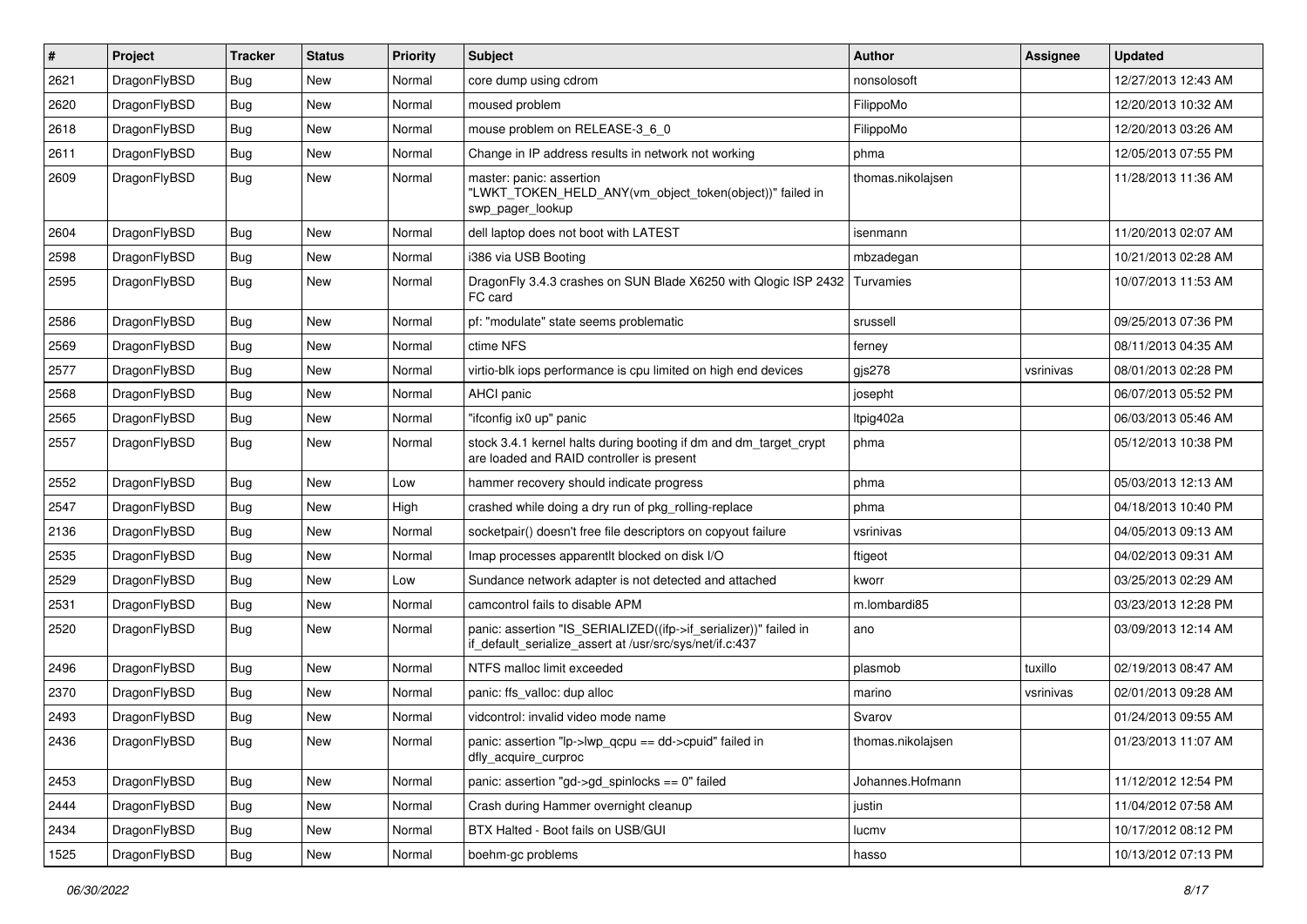| # | Project | Tracker | Status | Priority | Subject | Author | Assignee | Updated |
| --- | --- | --- | --- | --- | --- | --- | --- | --- |
| 2621 | DragonFlyBSD | Bug | New | Normal | core dump using cdrom | nonsolosoft | | 12/27/2013 12:43 AM |
| 2620 | DragonFlyBSD | Bug | New | Normal | moused problem | FilippoMo | | 12/20/2013 10:32 AM |
| 2618 | DragonFlyBSD | Bug | New | Normal | mouse problem on RELEASE-3_6_0 | FilippoMo | | 12/20/2013 03:26 AM |
| 2611 | DragonFlyBSD | Bug | New | Normal | Change in IP address results in network not working | phma | | 12/05/2013 07:55 PM |
| 2609 | DragonFlyBSD | Bug | New | Normal | master: panic: assertion "LWKT_TOKEN_HELD_ANY(vm_object_token(object))" failed in swp_pager_lookup | thomas.nikolajsen | | 11/28/2013 11:36 AM |
| 2604 | DragonFlyBSD | Bug | New | Normal | dell laptop does not boot with LATEST | isenmann | | 11/20/2013 02:07 AM |
| 2598 | DragonFlyBSD | Bug | New | Normal | i386 via USB Booting | mbzadegan | | 10/21/2013 02:28 AM |
| 2595 | DragonFlyBSD | Bug | New | Normal | DragonFly 3.4.3 crashes on SUN Blade X6250 with Qlogic ISP 2432 FC card | Turvamies | | 10/07/2013 11:53 AM |
| 2586 | DragonFlyBSD | Bug | New | Normal | pf: "modulate" state seems problematic | srussell | | 09/25/2013 07:36 PM |
| 2569 | DragonFlyBSD | Bug | New | Normal | ctime NFS | ferney | | 08/11/2013 04:35 AM |
| 2577 | DragonFlyBSD | Bug | New | Normal | virtio-blk iops performance is cpu limited on high end devices | gjs278 | vsrinivas | 08/01/2013 02:28 PM |
| 2568 | DragonFlyBSD | Bug | New | Normal | AHCI panic | josepht | | 06/07/2013 05:52 PM |
| 2565 | DragonFlyBSD | Bug | New | Normal | "ifconfig ix0 up" panic | ltpig402a | | 06/03/2013 05:46 AM |
| 2557 | DragonFlyBSD | Bug | New | Normal | stock 3.4.1 kernel halts during booting if dm and dm_target_crypt are loaded and RAID controller is present | phma | | 05/12/2013 10:38 PM |
| 2552 | DragonFlyBSD | Bug | New | Low | hammer recovery should indicate progress | phma | | 05/03/2013 12:13 AM |
| 2547 | DragonFlyBSD | Bug | New | High | crashed while doing a dry run of pkg_rolling-replace | phma | | 04/18/2013 10:40 PM |
| 2136 | DragonFlyBSD | Bug | New | Normal | socketpair() doesn't free file descriptors on copyout failure | vsrinivas | | 04/05/2013 09:13 AM |
| 2535 | DragonFlyBSD | Bug | New | Normal | Imap processes apparentlt blocked on disk I/O | ftigeot | | 04/02/2013 09:31 AM |
| 2529 | DragonFlyBSD | Bug | New | Low | Sundance network adapter is not detected and attached | kworr | | 03/25/2013 02:29 AM |
| 2531 | DragonFlyBSD | Bug | New | Normal | camcontrol fails to disable APM | m.lombardi85 | | 03/23/2013 12:28 PM |
| 2520 | DragonFlyBSD | Bug | New | Normal | panic: assertion "IS_SERIALIZED((ifp->if_serializer))" failed in if_default_serialize_assert at /usr/src/sys/net/if.c:437 | ano | | 03/09/2013 12:14 AM |
| 2496 | DragonFlyBSD | Bug | New | Normal | NTFS malloc limit exceeded | plasmob | tuxillo | 02/19/2013 08:47 AM |
| 2370 | DragonFlyBSD | Bug | New | Normal | panic: ffs_valloc: dup alloc | marino | vsrinivas | 02/01/2013 09:28 AM |
| 2493 | DragonFlyBSD | Bug | New | Normal | vidcontrol: invalid video mode name | Svarov | | 01/24/2013 09:55 AM |
| 2436 | DragonFlyBSD | Bug | New | Normal | panic: assertion "lp->lwp_qcpu == dd->cpuid" failed in dfly_acquire_curproc | thomas.nikolajsen | | 01/23/2013 11:07 AM |
| 2453 | DragonFlyBSD | Bug | New | Normal | panic: assertion "gd->gd_spinlocks == 0" failed | Johannes.Hofmann | | 11/12/2012 12:54 PM |
| 2444 | DragonFlyBSD | Bug | New | Normal | Crash during Hammer overnight cleanup | justin | | 11/04/2012 07:58 AM |
| 2434 | DragonFlyBSD | Bug | New | Normal | BTX Halted - Boot fails on USB/GUI | lucmv | | 10/17/2012 08:12 PM |
| 1525 | DragonFlyBSD | Bug | New | Normal | boehm-gc problems | hasso | | 10/13/2012 07:13 PM |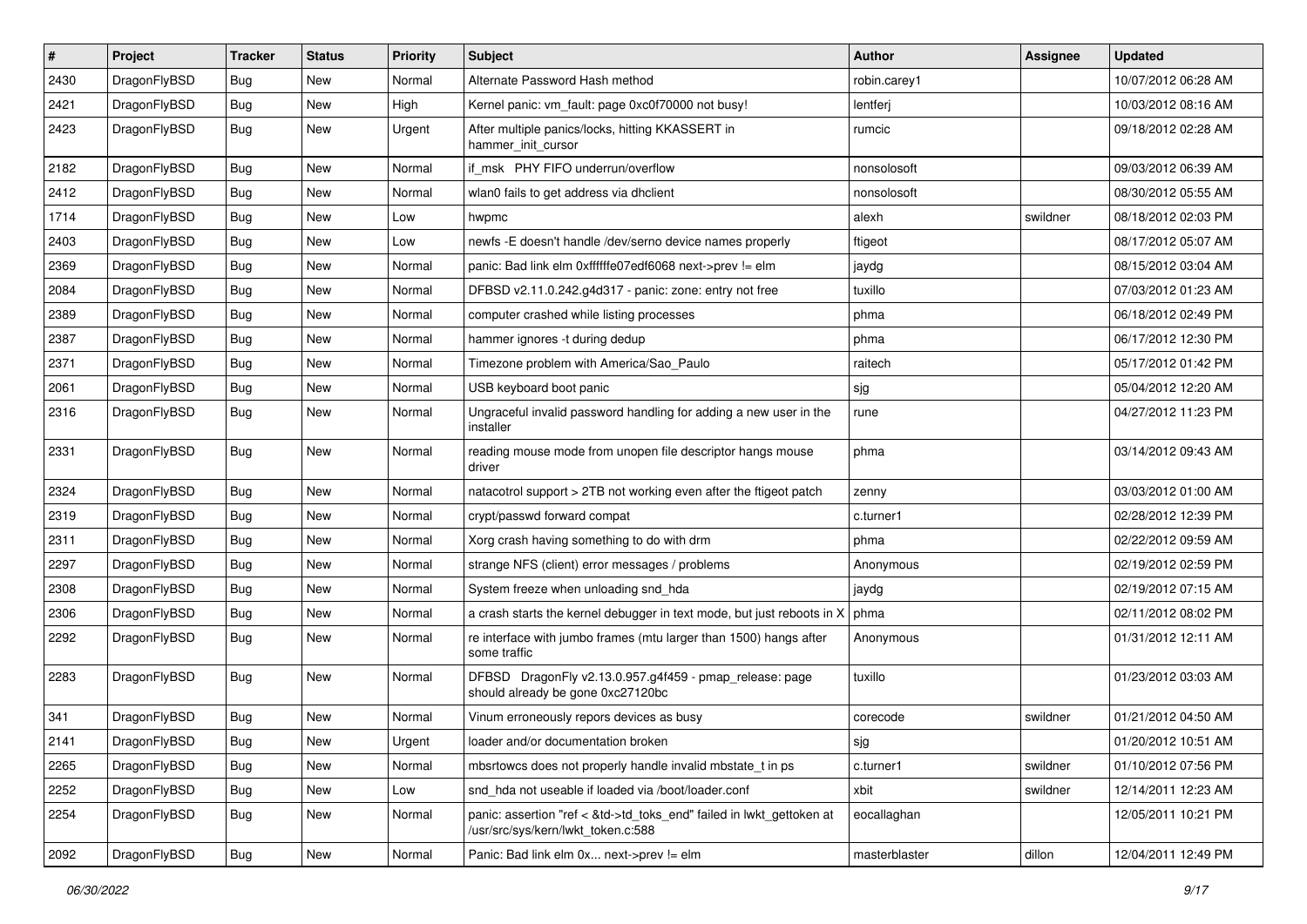| # | Project | Tracker | Status | Priority | Subject | Author | Assignee | Updated |
|---|---|---|---|---|---|---|---|---|
| 2430 | DragonFlyBSD | Bug | New | Normal | Alternate Password Hash method | robin.carey1 | | 10/07/2012 06:28 AM |
| 2421 | DragonFlyBSD | Bug | New | High | Kernel panic: vm_fault: page 0xc0f70000 not busy! | lentferj | | 10/03/2012 08:16 AM |
| 2423 | DragonFlyBSD | Bug | New | Urgent | After multiple panics/locks, hitting KKASSERT in hammer_init_cursor | rumcic | | 09/18/2012 02:28 AM |
| 2182 | DragonFlyBSD | Bug | New | Normal | if_msk PHY FIFO underrun/overflow | nonsolosoft | | 09/03/2012 06:39 AM |
| 2412 | DragonFlyBSD | Bug | New | Normal | wlan0 fails to get address via dhclient | nonsolosoft | | 08/30/2012 05:55 AM |
| 1714 | DragonFlyBSD | Bug | New | Low | hwpmc | alexh | swildner | 08/18/2012 02:03 PM |
| 2403 | DragonFlyBSD | Bug | New | Low | newfs -E doesn't handle /dev/serno device names properly | ftigeot | | 08/17/2012 05:07 AM |
| 2369 | DragonFlyBSD | Bug | New | Normal | panic: Bad link elm 0xffffffe07edf6068 next->prev != elm | jaydg | | 08/15/2012 03:04 AM |
| 2084 | DragonFlyBSD | Bug | New | Normal | DFBSD v2.11.0.242.g4d317 - panic: zone: entry not free | tuxillo | | 07/03/2012 01:23 AM |
| 2389 | DragonFlyBSD | Bug | New | Normal | computer crashed while listing processes | phma | | 06/18/2012 02:49 PM |
| 2387 | DragonFlyBSD | Bug | New | Normal | hammer ignores -t during dedup | phma | | 06/17/2012 12:30 PM |
| 2371 | DragonFlyBSD | Bug | New | Normal | Timezone problem with America/Sao_Paulo | raitech | | 05/17/2012 01:42 PM |
| 2061 | DragonFlyBSD | Bug | New | Normal | USB keyboard boot panic | sjg | | 05/04/2012 12:20 AM |
| 2316 | DragonFlyBSD | Bug | New | Normal | Ungraceful invalid password handling for adding a new user in the installer | rune | | 04/27/2012 11:23 PM |
| 2331 | DragonFlyBSD | Bug | New | Normal | reading mouse mode from unopen file descriptor hangs mouse driver | phma | | 03/14/2012 09:43 AM |
| 2324 | DragonFlyBSD | Bug | New | Normal | natacotrol support > 2TB not working even after the ftigeot patch | zenny | | 03/03/2012 01:00 AM |
| 2319 | DragonFlyBSD | Bug | New | Normal | crypt/passwd forward compat | c.turner1 | | 02/28/2012 12:39 PM |
| 2311 | DragonFlyBSD | Bug | New | Normal | Xorg crash having something to do with drm | phma | | 02/22/2012 09:59 AM |
| 2297 | DragonFlyBSD | Bug | New | Normal | strange NFS (client) error messages / problems | Anonymous | | 02/19/2012 02:59 PM |
| 2308 | DragonFlyBSD | Bug | New | Normal | System freeze when unloading snd_hda | jaydg | | 02/19/2012 07:15 AM |
| 2306 | DragonFlyBSD | Bug | New | Normal | a crash starts the kernel debugger in text mode, but just reboots in X | phma | | 02/11/2012 08:02 PM |
| 2292 | DragonFlyBSD | Bug | New | Normal | re interface with jumbo frames (mtu larger than 1500) hangs after some traffic | Anonymous | | 01/31/2012 12:11 AM |
| 2283 | DragonFlyBSD | Bug | New | Normal | DFBSD DragonFly v2.13.0.957.g4f459 - pmap_release: page should already be gone 0xc27120bc | tuxillo | | 01/23/2012 03:03 AM |
| 341 | DragonFlyBSD | Bug | New | Normal | Vinum erroneously repors devices as busy | corecode | swildner | 01/21/2012 04:50 AM |
| 2141 | DragonFlyBSD | Bug | New | Urgent | loader and/or documentation broken | sjg | | 01/20/2012 10:51 AM |
| 2265 | DragonFlyBSD | Bug | New | Normal | mbsrtowcs does not properly handle invalid mbstate_t in ps | c.turner1 | swildner | 01/10/2012 07:56 PM |
| 2252 | DragonFlyBSD | Bug | New | Low | snd_hda not useable if loaded via /boot/loader.conf | xbit | swildner | 12/14/2011 12:23 AM |
| 2254 | DragonFlyBSD | Bug | New | Normal | panic: assertion "ref < &td->td_toks_end" failed in lwkt_gettoken at /usr/src/sys/kern/lwkt_token.c:588 | eocallaghan | | 12/05/2011 10:21 PM |
| 2092 | DragonFlyBSD | Bug | New | Normal | Panic: Bad link elm 0x... next->prev != elm | masterblaster | dillon | 12/04/2011 12:49 PM |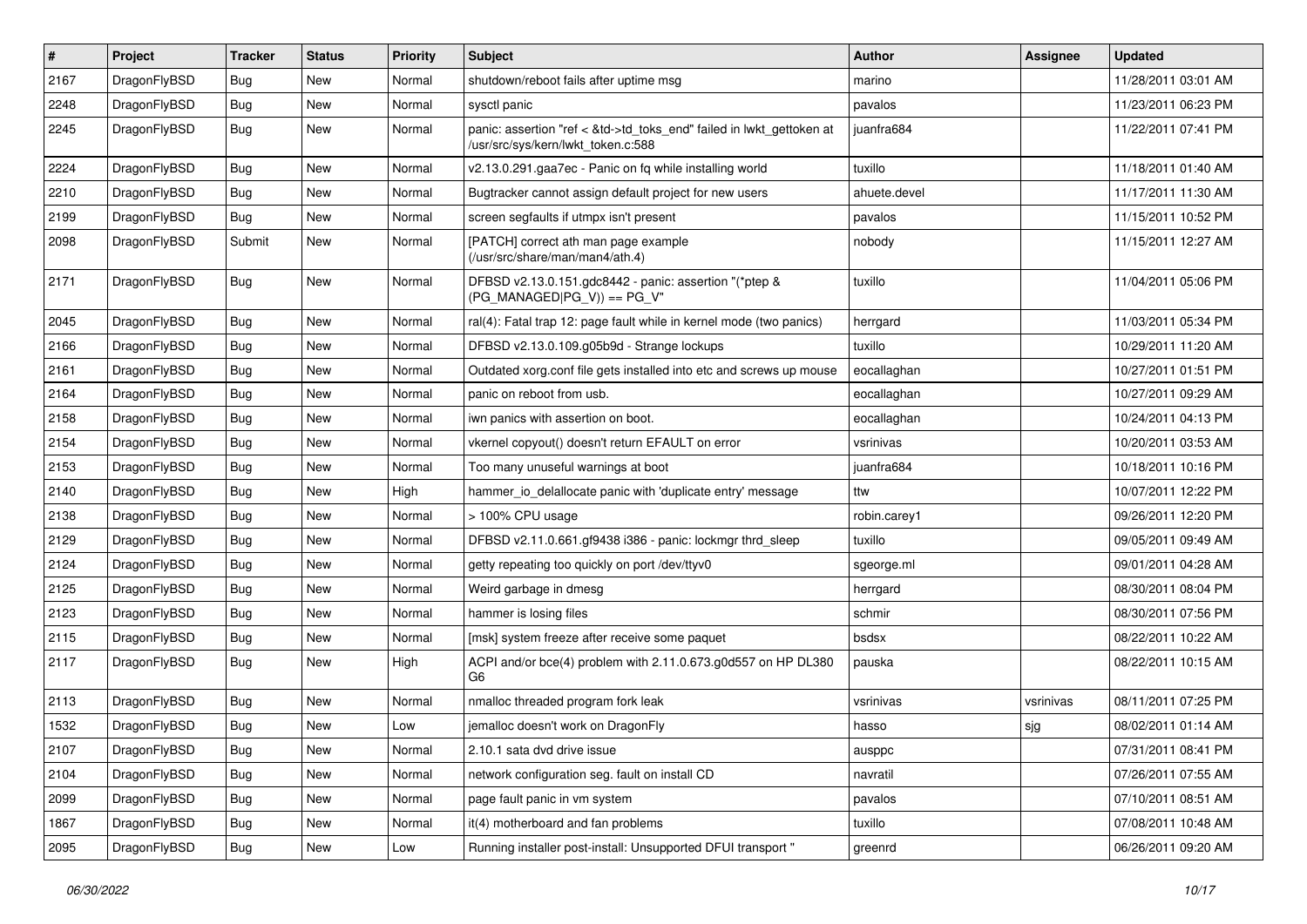| # | Project | Tracker | Status | Priority | Subject | Author | Assignee | Updated |
|---|---|---|---|---|---|---|---|---|
| 2167 | DragonFlyBSD | Bug | New | Normal | shutdown/reboot fails after uptime msg | marino | | 11/28/2011 03:01 AM |
| 2248 | DragonFlyBSD | Bug | New | Normal | sysctl panic | pavalos | | 11/23/2011 06:23 PM |
| 2245 | DragonFlyBSD | Bug | New | Normal | panic: assertion "ref < &td->td_toks_end" failed in lwkt_gettoken at /usr/src/sys/kern/lwkt_token.c:588 | juanfra684 | | 11/22/2011 07:41 PM |
| 2224 | DragonFlyBSD | Bug | New | Normal | v2.13.0.291.gaa7ec - Panic on fq while installing world | tuxillo | | 11/18/2011 01:40 AM |
| 2210 | DragonFlyBSD | Bug | New | Normal | Bugtracker cannot assign default project for new users | ahuete.devel | | 11/17/2011 11:30 AM |
| 2199 | DragonFlyBSD | Bug | New | Normal | screen segfaults if utmpx isn't present | pavalos | | 11/15/2011 10:52 PM |
| 2098 | DragonFlyBSD | Submit | New | Normal | [PATCH] correct ath man page example (/usr/src/share/man/man4/ath.4) | nobody | | 11/15/2011 12:27 AM |
| 2171 | DragonFlyBSD | Bug | New | Normal | DFBSD v2.13.0.151.gdc8442 - panic: assertion "(*ptep & (PG_MANAGED\|PG_V)) == PG_V" | tuxillo | | 11/04/2011 05:06 PM |
| 2045 | DragonFlyBSD | Bug | New | Normal | ral(4): Fatal trap 12: page fault while in kernel mode (two panics) | herrgard | | 11/03/2011 05:34 PM |
| 2166 | DragonFlyBSD | Bug | New | Normal | DFBSD v2.13.0.109.g05b9d - Strange lockups | tuxillo | | 10/29/2011 11:20 AM |
| 2161 | DragonFlyBSD | Bug | New | Normal | Outdated xorg.conf file gets installed into etc and screws up mouse | eocallaghan | | 10/27/2011 01:51 PM |
| 2164 | DragonFlyBSD | Bug | New | Normal | panic on reboot from usb. | eocallaghan | | 10/27/2011 09:29 AM |
| 2158 | DragonFlyBSD | Bug | New | Normal | iwn panics with assertion on boot. | eocallaghan | | 10/24/2011 04:13 PM |
| 2154 | DragonFlyBSD | Bug | New | Normal | vkernel copyout() doesn't return EFAULT on error | vsrinivas | | 10/20/2011 03:53 AM |
| 2153 | DragonFlyBSD | Bug | New | Normal | Too many unuseful warnings at boot | juanfra684 | | 10/18/2011 10:16 PM |
| 2140 | DragonFlyBSD | Bug | New | High | hammer_io_delallocate panic with 'duplicate entry' message | ttw | | 10/07/2011 12:22 PM |
| 2138 | DragonFlyBSD | Bug | New | Normal | > 100% CPU usage | robin.carey1 | | 09/26/2011 12:20 PM |
| 2129 | DragonFlyBSD | Bug | New | Normal | DFBSD v2.11.0.661.gf9438 i386 - panic: lockmgr thrd_sleep | tuxillo | | 09/05/2011 09:49 AM |
| 2124 | DragonFlyBSD | Bug | New | Normal | getty repeating too quickly on port /dev/ttyv0 | sgeorge.ml | | 09/01/2011 04:28 AM |
| 2125 | DragonFlyBSD | Bug | New | Normal | Weird garbage in dmesg | herrgard | | 08/30/2011 08:04 PM |
| 2123 | DragonFlyBSD | Bug | New | Normal | hammer is losing files | schmir | | 08/30/2011 07:56 PM |
| 2115 | DragonFlyBSD | Bug | New | Normal | [msk] system freeze after receive some paquet | bsdsx | | 08/22/2011 10:22 AM |
| 2117 | DragonFlyBSD | Bug | New | High | ACPI and/or bce(4) problem with 2.11.0.673.g0d557 on HP DL380 G6 | pauska | | 08/22/2011 10:15 AM |
| 2113 | DragonFlyBSD | Bug | New | Normal | nmalloc threaded program fork leak | vsrinivas | vsrinivas | 08/11/2011 07:25 PM |
| 1532 | DragonFlyBSD | Bug | New | Low | jemalloc doesn't work on DragonFly | hasso | sjg | 08/02/2011 01:14 AM |
| 2107 | DragonFlyBSD | Bug | New | Normal | 2.10.1 sata dvd drive issue | ausppc | | 07/31/2011 08:41 PM |
| 2104 | DragonFlyBSD | Bug | New | Normal | network configuration seg. fault on install CD | navratil | | 07/26/2011 07:55 AM |
| 2099 | DragonFlyBSD | Bug | New | Normal | page fault panic in vm system | pavalos | | 07/10/2011 08:51 AM |
| 1867 | DragonFlyBSD | Bug | New | Normal | it(4) motherboard and fan problems | tuxillo | | 07/08/2011 10:48 AM |
| 2095 | DragonFlyBSD | Bug | New | Low | Running installer post-install: Unsupported DFUI transport " | greenrd | | 06/26/2011 09:20 AM |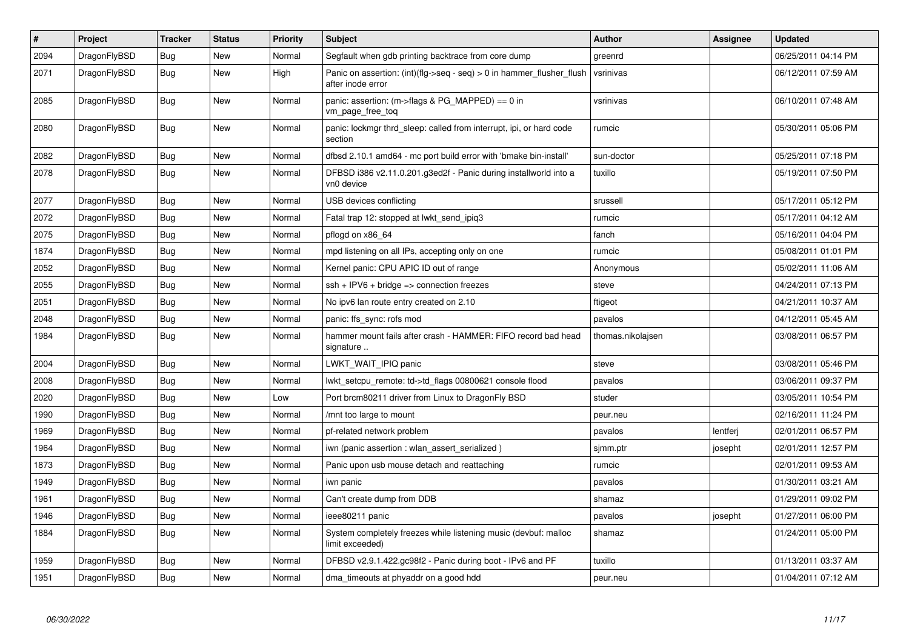| # | Project | Tracker | Status | Priority | Subject | Author | Assignee | Updated |
|---|---|---|---|---|---|---|---|---|
| 2094 | DragonFlyBSD | Bug | New | Normal | Segfault when gdb printing backtrace from core dump | greenrd | | 06/25/2011 04:14 PM |
| 2071 | DragonFlyBSD | Bug | New | High | Panic on assertion: (int)(flg->seq - seq) > 0 in hammer_flusher_flush after inode error | vsrinivas | | 06/12/2011 07:59 AM |
| 2085 | DragonFlyBSD | Bug | New | Normal | panic: assertion: (m->flags & PG_MAPPED) == 0 in vm_page_free_toq | vsrinivas | | 06/10/2011 07:48 AM |
| 2080 | DragonFlyBSD | Bug | New | Normal | panic: lockmgr thrd_sleep: called from interrupt, ipi, or hard code section | rumcic | | 05/30/2011 05:06 PM |
| 2082 | DragonFlyBSD | Bug | New | Normal | dfbsd 2.10.1 amd64 - mc port build error with 'bmake bin-install' | sun-doctor | | 05/25/2011 07:18 PM |
| 2078 | DragonFlyBSD | Bug | New | Normal | DFBSD i386 v2.11.0.201.g3ed2f - Panic during installworld into a vn0 device | tuxillo | | 05/19/2011 07:50 PM |
| 2077 | DragonFlyBSD | Bug | New | Normal | USB devices conflicting | srussell | | 05/17/2011 05:12 PM |
| 2072 | DragonFlyBSD | Bug | New | Normal | Fatal trap 12: stopped at lwkt_send_ipiq3 | rumcic | | 05/17/2011 04:12 AM |
| 2075 | DragonFlyBSD | Bug | New | Normal | pflogd on x86_64 | fanch | | 05/16/2011 04:04 PM |
| 1874 | DragonFlyBSD | Bug | New | Normal | mpd listening on all IPs, accepting only on one | rumcic | | 05/08/2011 01:01 PM |
| 2052 | DragonFlyBSD | Bug | New | Normal | Kernel panic: CPU APIC ID out of range | Anonymous | | 05/02/2011 11:06 AM |
| 2055 | DragonFlyBSD | Bug | New | Normal | ssh + IPV6 + bridge => connection freezes | steve | | 04/24/2011 07:13 PM |
| 2051 | DragonFlyBSD | Bug | New | Normal | No ipv6 lan route entry created on 2.10 | ftigeot | | 04/21/2011 10:37 AM |
| 2048 | DragonFlyBSD | Bug | New | Normal | panic: ffs_sync: rofs mod | pavalos | | 04/12/2011 05:45 AM |
| 1984 | DragonFlyBSD | Bug | New | Normal | hammer mount fails after crash - HAMMER: FIFO record bad head signature .. | thomas.nikolajsen | | 03/08/2011 06:57 PM |
| 2004 | DragonFlyBSD | Bug | New | Normal | LWKT_WAIT_IPIQ panic | steve | | 03/08/2011 05:46 PM |
| 2008 | DragonFlyBSD | Bug | New | Normal | lwkt_setcpu_remote: td->td_flags 00800621 console flood | pavalos | | 03/06/2011 09:37 PM |
| 2020 | DragonFlyBSD | Bug | New | Low | Port brcm80211 driver from Linux to DragonFly BSD | studer | | 03/05/2011 10:54 PM |
| 1990 | DragonFlyBSD | Bug | New | Normal | /mnt too large to mount | peur.neu | | 02/16/2011 11:24 PM |
| 1969 | DragonFlyBSD | Bug | New | Normal | pf-related network problem | pavalos | lentferj | 02/01/2011 06:57 PM |
| 1964 | DragonFlyBSD | Bug | New | Normal | iwn (panic assertion : wlan_assert_serialized ) | sjmm.ptr | josepht | 02/01/2011 12:57 PM |
| 1873 | DragonFlyBSD | Bug | New | Normal | Panic upon usb mouse detach and reattaching | rumcic | | 02/01/2011 09:53 AM |
| 1949 | DragonFlyBSD | Bug | New | Normal | iwn panic | pavalos | | 01/30/2011 03:21 AM |
| 1961 | DragonFlyBSD | Bug | New | Normal | Can't create dump from DDB | shamaz | | 01/29/2011 09:02 PM |
| 1946 | DragonFlyBSD | Bug | New | Normal | ieee80211 panic | pavalos | josepht | 01/27/2011 06:00 PM |
| 1884 | DragonFlyBSD | Bug | New | Normal | System completely freezes while listening music (devbuf: malloc limit exceeded) | shamaz | | 01/24/2011 05:00 PM |
| 1959 | DragonFlyBSD | Bug | New | Normal | DFBSD v2.9.1.422.gc98f2 - Panic during boot - IPv6 and PF | tuxillo | | 01/13/2011 03:37 AM |
| 1951 | DragonFlyBSD | Bug | New | Normal | dma_timeouts at phyaddr on a good hdd | peur.neu | | 01/04/2011 07:12 AM |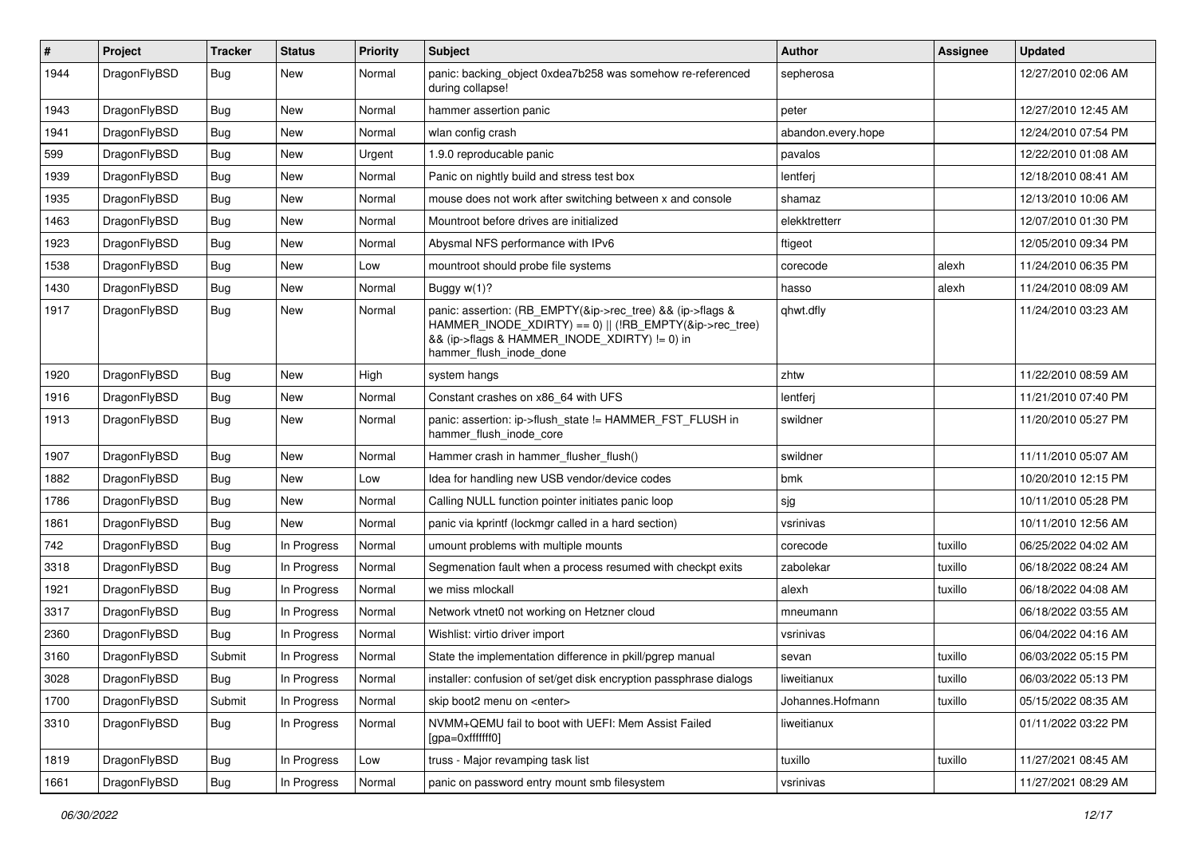| # | Project | Tracker | Status | Priority | Subject | Author | Assignee | Updated |
| --- | --- | --- | --- | --- | --- | --- | --- | --- |
| 1944 | DragonFlyBSD | Bug | New | Normal | panic: backing_object 0xdea7b258 was somehow re-referenced during collapse! | sepherosa | | 12/27/2010 02:06 AM |
| 1943 | DragonFlyBSD | Bug | New | Normal | hammer assertion panic | peter | | 12/27/2010 12:45 AM |
| 1941 | DragonFlyBSD | Bug | New | Normal | wlan config crash | abandon.every.hope | | 12/24/2010 07:54 PM |
| 599 | DragonFlyBSD | Bug | New | Urgent | 1.9.0 reproducable panic | pavalos | | 12/22/2010 01:08 AM |
| 1939 | DragonFlyBSD | Bug | New | Normal | Panic on nightly build and stress test box | lentferj | | 12/18/2010 08:41 AM |
| 1935 | DragonFlyBSD | Bug | New | Normal | mouse does not work after switching between x and console | shamaz | | 12/13/2010 10:06 AM |
| 1463 | DragonFlyBSD | Bug | New | Normal | Mountroot before drives are initialized | elekktretterr | | 12/07/2010 01:30 PM |
| 1923 | DragonFlyBSD | Bug | New | Normal | Abysmal NFS performance with IPv6 | ftigeot | | 12/05/2010 09:34 PM |
| 1538 | DragonFlyBSD | Bug | New | Low | mountroot should probe file systems | corecode | alexh | 11/24/2010 06:35 PM |
| 1430 | DragonFlyBSD | Bug | New | Normal | Buggy w(1)? | hasso | alexh | 11/24/2010 08:09 AM |
| 1917 | DragonFlyBSD | Bug | New | Normal | panic: assertion: (RB_EMPTY(&ip->rec_tree) && (ip->flags & HAMMER_INODE_XDIRTY) == 0) \|\| (!RB_EMPTY(&ip->rec_tree) && (ip->flags & HAMMER_INODE_XDIRTY) != 0) in hammer_flush_inode_done | qhwt.dfly | | 11/24/2010 03:23 AM |
| 1920 | DragonFlyBSD | Bug | New | High | system hangs | zhtw | | 11/22/2010 08:59 AM |
| 1916 | DragonFlyBSD | Bug | New | Normal | Constant crashes on x86_64 with UFS | lentferj | | 11/21/2010 07:40 PM |
| 1913 | DragonFlyBSD | Bug | New | Normal | panic: assertion: ip->flush_state != HAMMER_FST_FLUSH in hammer_flush_inode_core | swildner | | 11/20/2010 05:27 PM |
| 1907 | DragonFlyBSD | Bug | New | Normal | Hammer crash in hammer_flusher_flush() | swildner | | 11/11/2010 05:07 AM |
| 1882 | DragonFlyBSD | Bug | New | Low | Idea for handling new USB vendor/device codes | bmk | | 10/20/2010 12:15 PM |
| 1786 | DragonFlyBSD | Bug | New | Normal | Calling NULL function pointer initiates panic loop | sjg | | 10/11/2010 05:28 PM |
| 1861 | DragonFlyBSD | Bug | New | Normal | panic via kprintf (lockmgr called in a hard section) | vsrinivas | | 10/11/2010 12:56 AM |
| 742 | DragonFlyBSD | Bug | In Progress | Normal | umount problems with multiple mounts | corecode | tuxillo | 06/25/2022 04:02 AM |
| 3318 | DragonFlyBSD | Bug | In Progress | Normal | Segmenation fault when a process resumed with checkpt exits | zabolekar | tuxillo | 06/18/2022 08:24 AM |
| 1921 | DragonFlyBSD | Bug | In Progress | Normal | we miss mlockall | alexh | tuxillo | 06/18/2022 04:08 AM |
| 3317 | DragonFlyBSD | Bug | In Progress | Normal | Network vtnet0 not working on Hetzner cloud | mneumann | | 06/18/2022 03:55 AM |
| 2360 | DragonFlyBSD | Bug | In Progress | Normal | Wishlist: virtio driver import | vsrinivas | | 06/04/2022 04:16 AM |
| 3160 | DragonFlyBSD | Submit | In Progress | Normal | State the implementation difference in pkill/pgrep manual | sevan | tuxillo | 06/03/2022 05:15 PM |
| 3028 | DragonFlyBSD | Bug | In Progress | Normal | installer: confusion of set/get disk encryption passphrase dialogs | liweitianux | tuxillo | 06/03/2022 05:13 PM |
| 1700 | DragonFlyBSD | Submit | In Progress | Normal | skip boot2 menu on <enter> | Johannes.Hofmann | tuxillo | 05/15/2022 08:35 AM |
| 3310 | DragonFlyBSD | Bug | In Progress | Normal | NVMM+QEMU fail to boot with UEFI: Mem Assist Failed [gpa=0xfffffff0] | liweitianux | | 01/11/2022 03:22 PM |
| 1819 | DragonFlyBSD | Bug | In Progress | Low | truss - Major revamping task list | tuxillo | tuxillo | 11/27/2021 08:45 AM |
| 1661 | DragonFlyBSD | Bug | In Progress | Normal | panic on password entry mount smb filesystem | vsrinivas | | 11/27/2021 08:29 AM |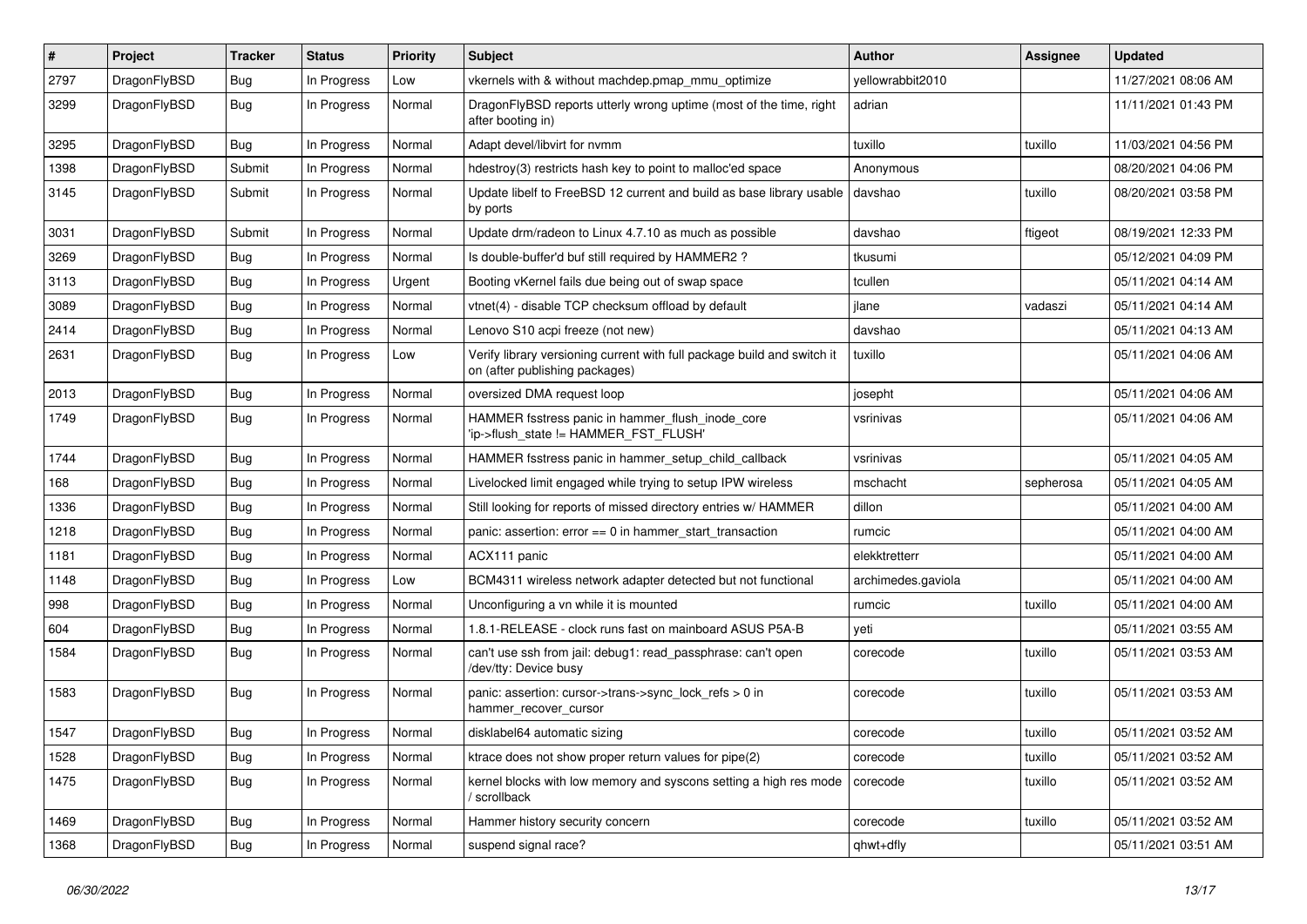| # | Project | Tracker | Status | Priority | Subject | Author | Assignee | Updated |
|---|---|---|---|---|---|---|---|---|
| 2797 | DragonFlyBSD | Bug | In Progress | Low | vkernels with & without machdep.pmap_mmu_optimize | yellowrabbit2010 | | 11/27/2021 08:06 AM |
| 3299 | DragonFlyBSD | Bug | In Progress | Normal | DragonFlyBSD reports utterly wrong uptime (most of the time, right after booting in) | adrian | | 11/11/2021 01:43 PM |
| 3295 | DragonFlyBSD | Bug | In Progress | Normal | Adapt devel/libvirt for nvmm | tuxillo | tuxillo | 11/03/2021 04:56 PM |
| 1398 | DragonFlyBSD | Submit | In Progress | Normal | hdestroy(3) restricts hash key to point to malloc'ed space | Anonymous | | 08/20/2021 04:06 PM |
| 3145 | DragonFlyBSD | Submit | In Progress | Normal | Update libelf to FreeBSD 12 current and build as base library usable by ports | davshao | tuxillo | 08/20/2021 03:58 PM |
| 3031 | DragonFlyBSD | Submit | In Progress | Normal | Update drm/radeon to Linux 4.7.10 as much as possible | davshao | ftigeot | 08/19/2021 12:33 PM |
| 3269 | DragonFlyBSD | Bug | In Progress | Normal | Is double-buffer'd buf still required by HAMMER2 ? | tkusumi | | 05/12/2021 04:09 PM |
| 3113 | DragonFlyBSD | Bug | In Progress | Urgent | Booting vKernel fails due being out of swap space | tcullen | | 05/11/2021 04:14 AM |
| 3089 | DragonFlyBSD | Bug | In Progress | Normal | vtnet(4) - disable TCP checksum offload by default | jlane | vadaszi | 05/11/2021 04:14 AM |
| 2414 | DragonFlyBSD | Bug | In Progress | Normal | Lenovo S10 acpi freeze (not new) | davshao | | 05/11/2021 04:13 AM |
| 2631 | DragonFlyBSD | Bug | In Progress | Low | Verify library versioning current with full package build and switch it on (after publishing packages) | tuxillo | | 05/11/2021 04:06 AM |
| 2013 | DragonFlyBSD | Bug | In Progress | Normal | oversized DMA request loop | josepht | | 05/11/2021 04:06 AM |
| 1749 | DragonFlyBSD | Bug | In Progress | Normal | HAMMER fsstress panic in hammer_flush_inode_core 'ip->flush_state != HAMMER_FST_FLUSH' | vsrinivas | | 05/11/2021 04:06 AM |
| 1744 | DragonFlyBSD | Bug | In Progress | Normal | HAMMER fsstress panic in hammer_setup_child_callback | vsrinivas | | 05/11/2021 04:05 AM |
| 168 | DragonFlyBSD | Bug | In Progress | Normal | Livelocked limit engaged while trying to setup IPW wireless | mschacht | sepherosa | 05/11/2021 04:05 AM |
| 1336 | DragonFlyBSD | Bug | In Progress | Normal | Still looking for reports of missed directory entries w/ HAMMER | dillon | | 05/11/2021 04:00 AM |
| 1218 | DragonFlyBSD | Bug | In Progress | Normal | panic: assertion: error == 0 in hammer_start_transaction | rumcic | | 05/11/2021 04:00 AM |
| 1181 | DragonFlyBSD | Bug | In Progress | Normal | ACX111 panic | elekktretterr | | 05/11/2021 04:00 AM |
| 1148 | DragonFlyBSD | Bug | In Progress | Low | BCM4311 wireless network adapter detected but not functional | archimedes.gaviola | | 05/11/2021 04:00 AM |
| 998 | DragonFlyBSD | Bug | In Progress | Normal | Unconfiguring a vn while it is mounted | rumcic | tuxillo | 05/11/2021 04:00 AM |
| 604 | DragonFlyBSD | Bug | In Progress | Normal | 1.8.1-RELEASE - clock runs fast on mainboard ASUS P5A-B | yeti | | 05/11/2021 03:55 AM |
| 1584 | DragonFlyBSD | Bug | In Progress | Normal | can't use ssh from jail: debug1: read_passphrase: can't open /dev/tty: Device busy | corecode | tuxillo | 05/11/2021 03:53 AM |
| 1583 | DragonFlyBSD | Bug | In Progress | Normal | panic: assertion: cursor->trans->sync_lock_refs > 0 in hammer_recover_cursor | corecode | tuxillo | 05/11/2021 03:53 AM |
| 1547 | DragonFlyBSD | Bug | In Progress | Normal | disklabel64 automatic sizing | corecode | tuxillo | 05/11/2021 03:52 AM |
| 1528 | DragonFlyBSD | Bug | In Progress | Normal | ktrace does not show proper return values for pipe(2) | corecode | tuxillo | 05/11/2021 03:52 AM |
| 1475 | DragonFlyBSD | Bug | In Progress | Normal | kernel blocks with low memory and syscons setting a high res mode / scrollback | corecode | tuxillo | 05/11/2021 03:52 AM |
| 1469 | DragonFlyBSD | Bug | In Progress | Normal | Hammer history security concern | corecode | tuxillo | 05/11/2021 03:52 AM |
| 1368 | DragonFlyBSD | Bug | In Progress | Normal | suspend signal race? | qhwt+dfly | | 05/11/2021 03:51 AM |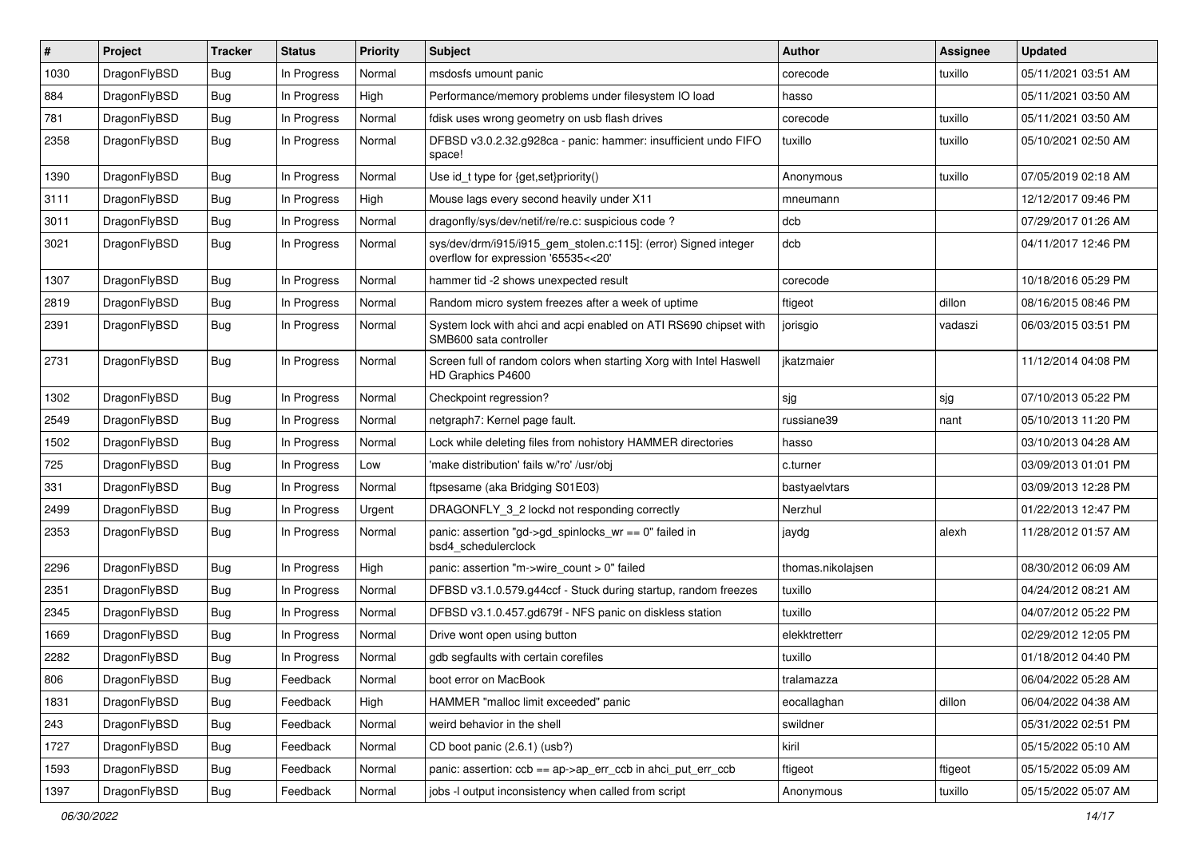| # | Project | Tracker | Status | Priority | Subject | Author | Assignee | Updated |
|---|---|---|---|---|---|---|---|---|
| 1030 | DragonFlyBSD | Bug | In Progress | Normal | msdosfs umount panic | corecode | tuxillo | 05/11/2021 03:51 AM |
| 884 | DragonFlyBSD | Bug | In Progress | High | Performance/memory problems under filesystem IO load | hasso | | 05/11/2021 03:50 AM |
| 781 | DragonFlyBSD | Bug | In Progress | Normal | fdisk uses wrong geometry on usb flash drives | corecode | tuxillo | 05/11/2021 03:50 AM |
| 2358 | DragonFlyBSD | Bug | In Progress | Normal | DFBSD v3.0.2.32.g928ca - panic: hammer: insufficient undo FIFO space! | tuxillo | tuxillo | 05/10/2021 02:50 AM |
| 1390 | DragonFlyBSD | Bug | In Progress | Normal | Use id_t type for {get,set}priority() | Anonymous | tuxillo | 07/05/2019 02:18 AM |
| 3111 | DragonFlyBSD | Bug | In Progress | High | Mouse lags every second heavily under X11 | mneumann | | 12/12/2017 09:46 PM |
| 3011 | DragonFlyBSD | Bug | In Progress | Normal | dragonfly/sys/dev/netif/re/re.c: suspicious code ? | dcb | | 07/29/2017 01:26 AM |
| 3021 | DragonFlyBSD | Bug | In Progress | Normal | sys/dev/drm/i915/i915_gem_stolen.c:115]: (error) Signed integer overflow for expression '65535<<20' | dcb | | 04/11/2017 12:46 PM |
| 1307 | DragonFlyBSD | Bug | In Progress | Normal | hammer tid -2 shows unexpected result | corecode | | 10/18/2016 05:29 PM |
| 2819 | DragonFlyBSD | Bug | In Progress | Normal | Random micro system freezes after a week of uptime | ftigeot | dillon | 08/16/2015 08:46 PM |
| 2391 | DragonFlyBSD | Bug | In Progress | Normal | System lock with ahci and acpi enabled on ATI RS690 chipset with SMB600 sata controller | jorisgio | vadaszi | 06/03/2015 03:51 PM |
| 2731 | DragonFlyBSD | Bug | In Progress | Normal | Screen full of random colors when starting Xorg with Intel Haswell HD Graphics P4600 | jkatzmaier | | 11/12/2014 04:08 PM |
| 1302 | DragonFlyBSD | Bug | In Progress | Normal | Checkpoint regression? | sjg | sjg | 07/10/2013 05:22 PM |
| 2549 | DragonFlyBSD | Bug | In Progress | Normal | netgraph7: Kernel page fault. | russiane39 | nant | 05/10/2013 11:20 PM |
| 1502 | DragonFlyBSD | Bug | In Progress | Normal | Lock while deleting files from nohistory HAMMER directories | hasso | | 03/10/2013 04:28 AM |
| 725 | DragonFlyBSD | Bug | In Progress | Low | 'make distribution' fails w/'ro' /usr/obj | c.turner | | 03/09/2013 01:01 PM |
| 331 | DragonFlyBSD | Bug | In Progress | Normal | ftpsesame (aka Bridging S01E03) | bastyaelvtars | | 03/09/2013 12:28 PM |
| 2499 | DragonFlyBSD | Bug | In Progress | Urgent | DRAGONFLY_3_2 lockd not responding correctly | Nerzhul | | 01/22/2013 12:47 PM |
| 2353 | DragonFlyBSD | Bug | In Progress | Normal | panic: assertion "gd->gd_spinlocks_wr == 0" failed in bsd4_schedulerclock | jaydg | alexh | 11/28/2012 01:57 AM |
| 2296 | DragonFlyBSD | Bug | In Progress | High | panic: assertion "m->wire_count > 0" failed | thomas.nikolajsen | | 08/30/2012 06:09 AM |
| 2351 | DragonFlyBSD | Bug | In Progress | Normal | DFBSD v3.1.0.579.g44ccf - Stuck during startup, random freezes | tuxillo | | 04/24/2012 08:21 AM |
| 2345 | DragonFlyBSD | Bug | In Progress | Normal | DFBSD v3.1.0.457.gd679f - NFS panic on diskless station | tuxillo | | 04/07/2012 05:22 PM |
| 1669 | DragonFlyBSD | Bug | In Progress | Normal | Drive wont open using button | elekktretterr | | 02/29/2012 12:05 PM |
| 2282 | DragonFlyBSD | Bug | In Progress | Normal | gdb segfaults with certain corefiles | tuxillo | | 01/18/2012 04:40 PM |
| 806 | DragonFlyBSD | Bug | Feedback | Normal | boot error on MacBook | tralamazza | | 06/04/2022 05:28 AM |
| 1831 | DragonFlyBSD | Bug | Feedback | High | HAMMER "malloc limit exceeded" panic | eocallaghan | dillon | 06/04/2022 04:38 AM |
| 243 | DragonFlyBSD | Bug | Feedback | Normal | weird behavior in the shell | swildner | | 05/31/2022 02:51 PM |
| 1727 | DragonFlyBSD | Bug | Feedback | Normal | CD boot panic (2.6.1) (usb?) | kiril | | 05/15/2022 05:10 AM |
| 1593 | DragonFlyBSD | Bug | Feedback | Normal | panic: assertion: ccb == ap->ap_err_ccb in ahci_put_err_ccb | ftigeot | ftigeot | 05/15/2022 05:09 AM |
| 1397 | DragonFlyBSD | Bug | Feedback | Normal | jobs -l output inconsistency when called from script | Anonymous | tuxillo | 05/15/2022 05:07 AM |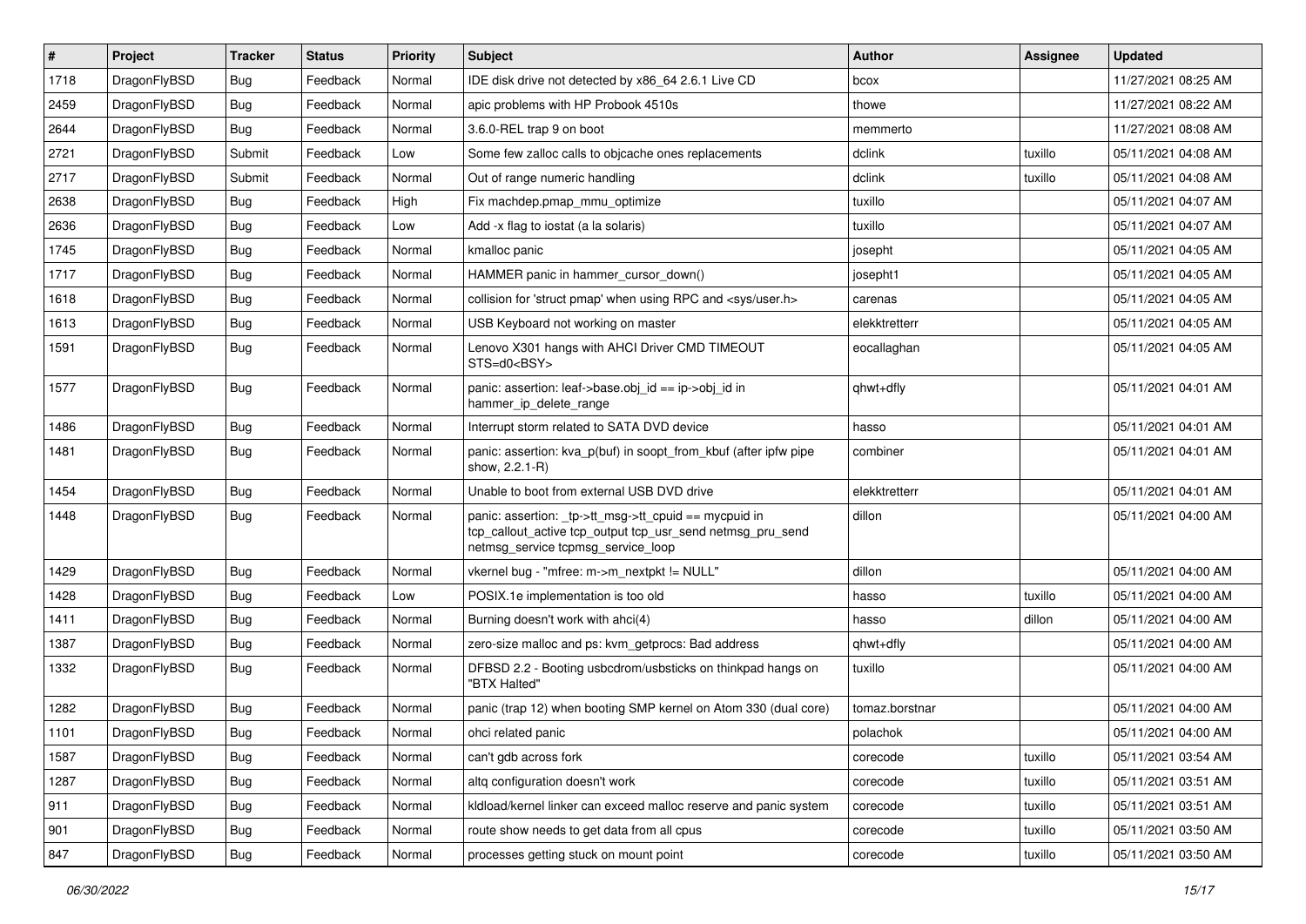| # | Project | Tracker | Status | Priority | Subject | Author | Assignee | Updated |
|---|---|---|---|---|---|---|---|---|
| 1718 | DragonFlyBSD | Bug | Feedback | Normal | IDE disk drive not detected by x86_64 2.6.1 Live CD | bcox | | 11/27/2021 08:25 AM |
| 2459 | DragonFlyBSD | Bug | Feedback | Normal | apic problems with HP Probook 4510s | thowe | | 11/27/2021 08:22 AM |
| 2644 | DragonFlyBSD | Bug | Feedback | Normal | 3.6.0-REL trap 9 on boot | memmerto | | 11/27/2021 08:08 AM |
| 2721 | DragonFlyBSD | Submit | Feedback | Low | Some few zalloc calls to objcache ones replacements | dclink | tuxillo | 05/11/2021 04:08 AM |
| 2717 | DragonFlyBSD | Submit | Feedback | Normal | Out of range numeric handling | dclink | tuxillo | 05/11/2021 04:08 AM |
| 2638 | DragonFlyBSD | Bug | Feedback | High | Fix machdep.pmap_mmu_optimize | tuxillo | | 05/11/2021 04:07 AM |
| 2636 | DragonFlyBSD | Bug | Feedback | Low | Add -x flag to iostat (a la solaris) | tuxillo | | 05/11/2021 04:07 AM |
| 1745 | DragonFlyBSD | Bug | Feedback | Normal | kmalloc panic | josepht | | 05/11/2021 04:05 AM |
| 1717 | DragonFlyBSD | Bug | Feedback | Normal | HAMMER panic in hammer_cursor_down() | josepht1 | | 05/11/2021 04:05 AM |
| 1618 | DragonFlyBSD | Bug | Feedback | Normal | collision for 'struct pmap' when using RPC and <sys/user.h> | carenas | | 05/11/2021 04:05 AM |
| 1613 | DragonFlyBSD | Bug | Feedback | Normal | USB Keyboard not working on master | elekktretterr | | 05/11/2021 04:05 AM |
| 1591 | DragonFlyBSD | Bug | Feedback | Normal | Lenovo X301 hangs with AHCI Driver CMD TIMEOUT STS=d0<BSY> | eocallaghan | | 05/11/2021 04:05 AM |
| 1577 | DragonFlyBSD | Bug | Feedback | Normal | panic: assertion: leaf->base.obj_id == ip->obj_id in hammer_ip_delete_range | qhwt+dfly | | 05/11/2021 04:01 AM |
| 1486 | DragonFlyBSD | Bug | Feedback | Normal | Interrupt storm related to SATA DVD device | hasso | | 05/11/2021 04:01 AM |
| 1481 | DragonFlyBSD | Bug | Feedback | Normal | panic: assertion: kva_p(buf) in soopt_from_kbuf (after ipfw pipe show, 2.2.1-R) | combiner | | 05/11/2021 04:01 AM |
| 1454 | DragonFlyBSD | Bug | Feedback | Normal | Unable to boot from external USB DVD drive | elekktretterr | | 05/11/2021 04:01 AM |
| 1448 | DragonFlyBSD | Bug | Feedback | Normal | panic: assertion: _tp->tt_msg->tt_cpuid == mycpuid in tcp_callout_active tcp_output tcp_usr_send netmsg_pru_send netmsg_service tcpmsg_service_loop | dillon | | 05/11/2021 04:00 AM |
| 1429 | DragonFlyBSD | Bug | Feedback | Normal | vkernel bug - "mfree: m->m_nextpkt != NULL" | dillon | | 05/11/2021 04:00 AM |
| 1428 | DragonFlyBSD | Bug | Feedback | Low | POSIX.1e implementation is too old | hasso | tuxillo | 05/11/2021 04:00 AM |
| 1411 | DragonFlyBSD | Bug | Feedback | Normal | Burning doesn't work with ahci(4) | hasso | dillon | 05/11/2021 04:00 AM |
| 1387 | DragonFlyBSD | Bug | Feedback | Normal | zero-size malloc and ps: kvm_getprocs: Bad address | qhwt+dfly | | 05/11/2021 04:00 AM |
| 1332 | DragonFlyBSD | Bug | Feedback | Normal | DFBSD 2.2 - Booting usbcdrom/usbsticks on thinkpad hangs on "BTX Halted" | tuxillo | | 05/11/2021 04:00 AM |
| 1282 | DragonFlyBSD | Bug | Feedback | Normal | panic (trap 12) when booting SMP kernel on Atom 330 (dual core) | tomaz.borstnar | | 05/11/2021 04:00 AM |
| 1101 | DragonFlyBSD | Bug | Feedback | Normal | ohci related panic | polachok | | 05/11/2021 04:00 AM |
| 1587 | DragonFlyBSD | Bug | Feedback | Normal | can't gdb across fork | corecode | tuxillo | 05/11/2021 03:54 AM |
| 1287 | DragonFlyBSD | Bug | Feedback | Normal | altq configuration doesn't work | corecode | tuxillo | 05/11/2021 03:51 AM |
| 911 | DragonFlyBSD | Bug | Feedback | Normal | kldload/kernel linker can exceed malloc reserve and panic system | corecode | tuxillo | 05/11/2021 03:51 AM |
| 901 | DragonFlyBSD | Bug | Feedback | Normal | route show needs to get data from all cpus | corecode | tuxillo | 05/11/2021 03:50 AM |
| 847 | DragonFlyBSD | Bug | Feedback | Normal | processes getting stuck on mount point | corecode | tuxillo | 05/11/2021 03:50 AM |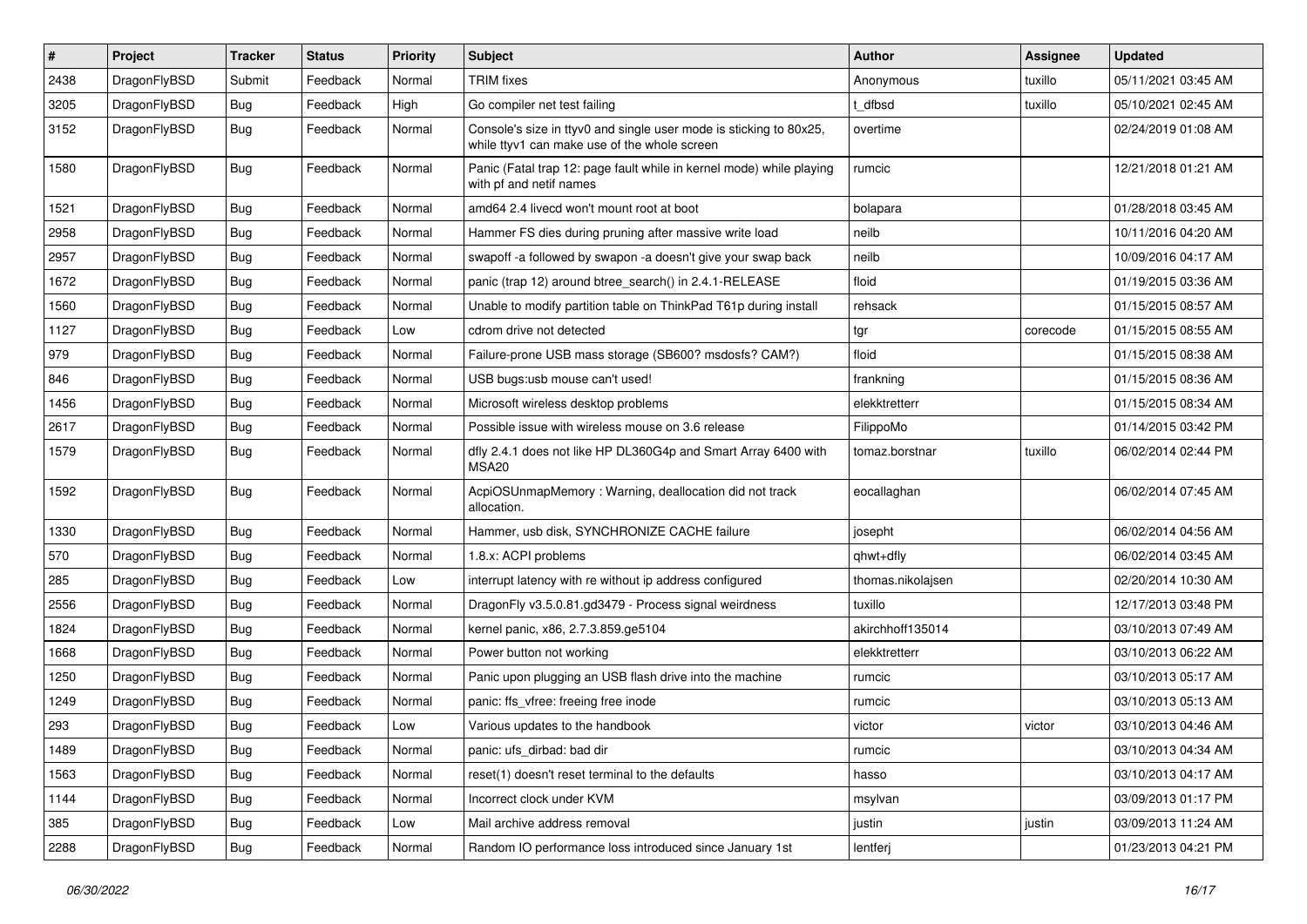| # | Project | Tracker | Status | Priority | Subject | Author | Assignee | Updated |
|---|---|---|---|---|---|---|---|---|
| 2438 | DragonFlyBSD | Submit | Feedback | Normal | TRIM fixes | Anonymous | tuxillo | 05/11/2021 03:45 AM |
| 3205 | DragonFlyBSD | Bug | Feedback | High | Go compiler net test failing | t_dfbsd | tuxillo | 05/10/2021 02:45 AM |
| 3152 | DragonFlyBSD | Bug | Feedback | Normal | Console's size in ttyv0 and single user mode is sticking to 80x25, while ttyv1 can make use of the whole screen | overtime | | 02/24/2019 01:08 AM |
| 1580 | DragonFlyBSD | Bug | Feedback | Normal | Panic (Fatal trap 12: page fault while in kernel mode) while playing with pf and netif names | rumcic | | 12/21/2018 01:21 AM |
| 1521 | DragonFlyBSD | Bug | Feedback | Normal | amd64 2.4 livecd won't mount root at boot | bolapara | | 01/28/2018 03:45 AM |
| 2958 | DragonFlyBSD | Bug | Feedback | Normal | Hammer FS dies during pruning after massive write load | neilb | | 10/11/2016 04:20 AM |
| 2957 | DragonFlyBSD | Bug | Feedback | Normal | swapoff -a followed by swapon -a doesn't give your swap back | neilb | | 10/09/2016 04:17 AM |
| 1672 | DragonFlyBSD | Bug | Feedback | Normal | panic (trap 12) around btree_search() in 2.4.1-RELEASE | floid | | 01/19/2015 03:36 AM |
| 1560 | DragonFlyBSD | Bug | Feedback | Normal | Unable to modify partition table on ThinkPad T61p during install | rehsack | | 01/15/2015 08:57 AM |
| 1127 | DragonFlyBSD | Bug | Feedback | Low | cdrom drive not detected | tgr | corecode | 01/15/2015 08:55 AM |
| 979 | DragonFlyBSD | Bug | Feedback | Normal | Failure-prone USB mass storage (SB600? msdosfs? CAM?) | floid | | 01/15/2015 08:38 AM |
| 846 | DragonFlyBSD | Bug | Feedback | Normal | USB bugs:usb mouse can't used! | frankning | | 01/15/2015 08:36 AM |
| 1456 | DragonFlyBSD | Bug | Feedback | Normal | Microsoft wireless desktop problems | elekktretterr | | 01/15/2015 08:34 AM |
| 2617 | DragonFlyBSD | Bug | Feedback | Normal | Possible issue with wireless mouse on 3.6 release | FilippoMo | | 01/14/2015 03:42 PM |
| 1579 | DragonFlyBSD | Bug | Feedback | Normal | dfly 2.4.1 does not like HP DL360G4p and Smart Array 6400 with MSA20 | tomaz.borstnar | tuxillo | 06/02/2014 02:44 PM |
| 1592 | DragonFlyBSD | Bug | Feedback | Normal | AcpiOSUnmapMemory : Warning, deallocation did not track allocation. | eocallaghan | | 06/02/2014 07:45 AM |
| 1330 | DragonFlyBSD | Bug | Feedback | Normal | Hammer, usb disk, SYNCHRONIZE CACHE failure | josepht | | 06/02/2014 04:56 AM |
| 570 | DragonFlyBSD | Bug | Feedback | Normal | 1.8.x: ACPI problems | qhwt+dfly | | 06/02/2014 03:45 AM |
| 285 | DragonFlyBSD | Bug | Feedback | Low | interrupt latency with re without ip address configured | thomas.nikolajsen | | 02/20/2014 10:30 AM |
| 2556 | DragonFlyBSD | Bug | Feedback | Normal | DragonFly v3.5.0.81.gd3479 - Process signal weirdness | tuxillo | | 12/17/2013 03:48 PM |
| 1824 | DragonFlyBSD | Bug | Feedback | Normal | kernel panic, x86, 2.7.3.859.ge5104 | akirchhoff135014 | | 03/10/2013 07:49 AM |
| 1668 | DragonFlyBSD | Bug | Feedback | Normal | Power button not working | elekktretterr | | 03/10/2013 06:22 AM |
| 1250 | DragonFlyBSD | Bug | Feedback | Normal | Panic upon plugging an USB flash drive into the machine | rumcic | | 03/10/2013 05:17 AM |
| 1249 | DragonFlyBSD | Bug | Feedback | Normal | panic: ffs_vfree: freeing free inode | rumcic | | 03/10/2013 05:13 AM |
| 293 | DragonFlyBSD | Bug | Feedback | Low | Various updates to the handbook | victor | victor | 03/10/2013 04:46 AM |
| 1489 | DragonFlyBSD | Bug | Feedback | Normal | panic: ufs_dirbad: bad dir | rumcic | | 03/10/2013 04:34 AM |
| 1563 | DragonFlyBSD | Bug | Feedback | Normal | reset(1) doesn't reset terminal to the defaults | hasso | | 03/10/2013 04:17 AM |
| 1144 | DragonFlyBSD | Bug | Feedback | Normal | Incorrect clock under KVM | msylvan | | 03/09/2013 01:17 PM |
| 385 | DragonFlyBSD | Bug | Feedback | Low | Mail archive address removal | justin | justin | 03/09/2013 11:24 AM |
| 2288 | DragonFlyBSD | Bug | Feedback | Normal | Random IO performance loss introduced since January 1st | lentferj | | 01/23/2013 04:21 PM |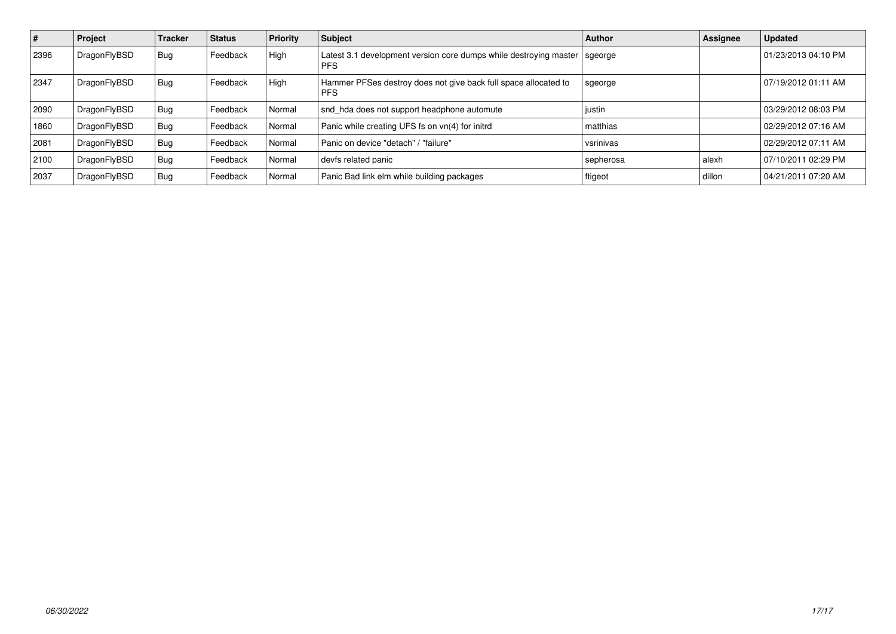| # | Project | Tracker | Status | Priority | Subject | Author | Assignee | Updated |
|---|---|---|---|---|---|---|---|---|
| 2396 | DragonFlyBSD | Bug | Feedback | High | Latest 3.1 development version core dumps while destroying master PFS | sgeorge | | 01/23/2013 04:10 PM |
| 2347 | DragonFlyBSD | Bug | Feedback | High | Hammer PFSes destroy does not give back full space allocated to PFS | sgeorge | | 07/19/2012 01:11 AM |
| 2090 | DragonFlyBSD | Bug | Feedback | Normal | snd_hda does not support headphone automute | justin | | 03/29/2012 08:03 PM |
| 1860 | DragonFlyBSD | Bug | Feedback | Normal | Panic while creating UFS fs on vn(4) for initrd | matthias | | 02/29/2012 07:16 AM |
| 2081 | DragonFlyBSD | Bug | Feedback | Normal | Panic on device "detach" / "failure" | vsrinivas | | 02/29/2012 07:11 AM |
| 2100 | DragonFlyBSD | Bug | Feedback | Normal | devfs related panic | sepherosa | alexh | 07/10/2011 02:29 PM |
| 2037 | DragonFlyBSD | Bug | Feedback | Normal | Panic Bad link elm while building packages | ftigeot | dillon | 04/21/2011 07:20 AM |